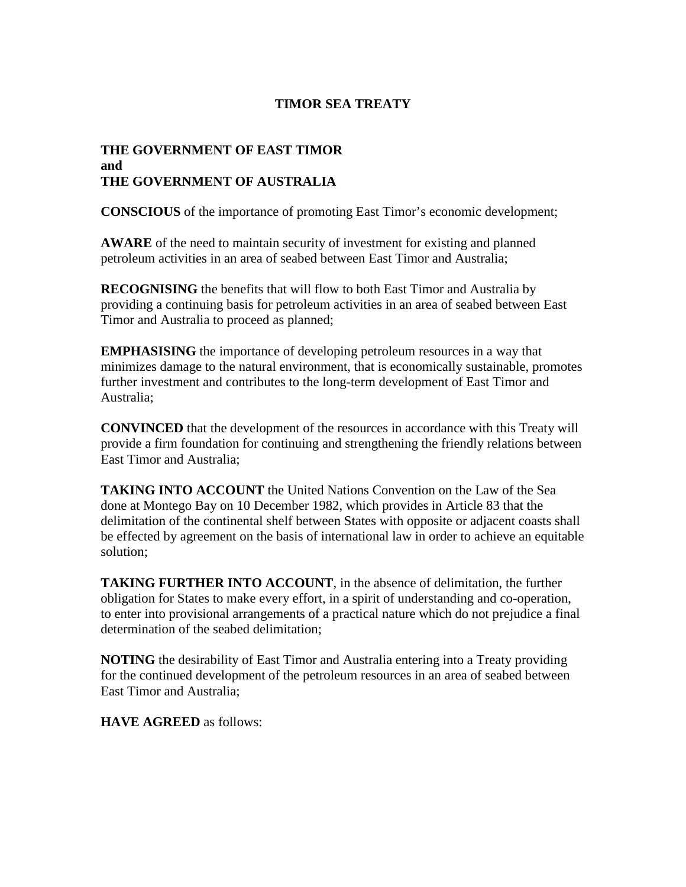# TIMOR SEA TREATY

**THE GOVERNMENT OF EAST TIMOR**
**and**
**THE GOVERNMENT OF AUSTRALIA**

**CONSCIOUS** of the importance of promoting East Timor's economic development;

**AWARE** of the need to maintain security of investment for existing and planned petroleum activities in an area of seabed between East Timor and Australia;

**RECOGNISING** the benefits that will flow to both East Timor and Australia by providing a continuing basis for petroleum activities in an area of seabed between East Timor and Australia to proceed as planned;

**EMPHASISING** the importance of developing petroleum resources in a way that minimizes damage to the natural environment, that is economically sustainable, promotes further investment and contributes to the long-term development of East Timor and Australia;

**CONVINCED** that the development of the resources in accordance with this Treaty will provide a firm foundation for continuing and strengthening the friendly relations between East Timor and Australia;

**TAKING INTO ACCOUNT** the United Nations Convention on the Law of the Sea done at Montego Bay on 10 December 1982, which provides in Article 83 that the delimitation of the continental shelf between States with opposite or adjacent coasts shall be effected by agreement on the basis of international law in order to achieve an equitable solution;

**TAKING FURTHER INTO ACCOUNT**, in the absence of delimitation, the further obligation for States to make every effort, in a spirit of understanding and co-operation, to enter into provisional arrangements of a practical nature which do not prejudice a final determination of the seabed delimitation;

**NOTING** the desirability of East Timor and Australia entering into a Treaty providing for the continued development of the petroleum resources in an area of seabed between East Timor and Australia;

**HAVE AGREED** as follows: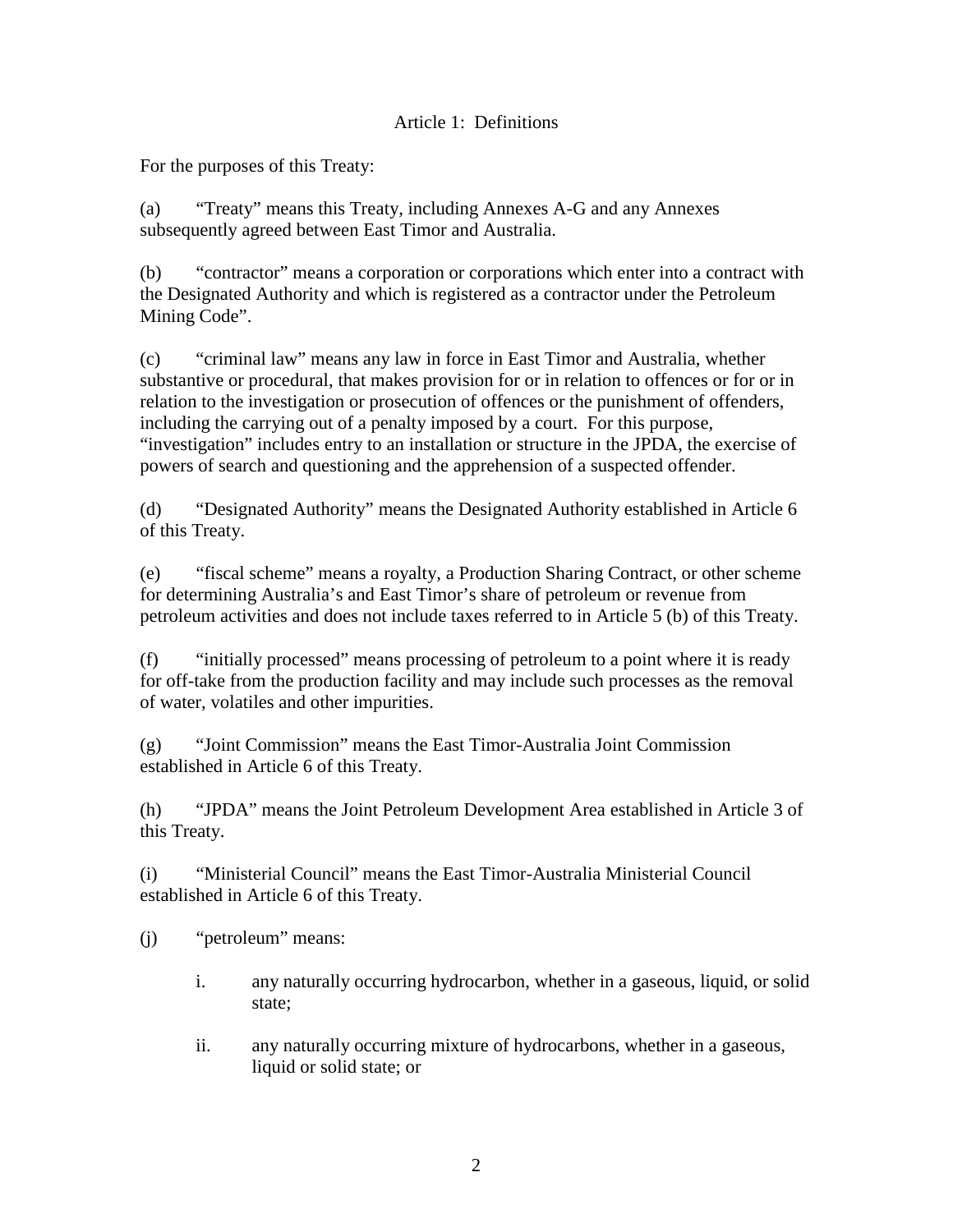## Article 1: Definitions

For the purposes of this Treaty:

(a) "Treaty" means this Treaty, including Annexes A-G and any Annexes subsequently agreed between East Timor and Australia.

(b) "contractor" means a corporation or corporations which enter into a contract with the Designated Authority and which is registered as a contractor under the Petroleum Mining Code".

(c) "criminal law" means any law in force in East Timor and Australia, whether substantive or procedural, that makes provision for or in relation to offences or for or in relation to the investigation or prosecution of offences or the punishment of offenders, including the carrying out of a penalty imposed by a court. For this purpose, "investigation" includes entry to an installation or structure in the JPDA, the exercise of powers of search and questioning and the apprehension of a suspected offender.

(d) "Designated Authority" means the Designated Authority established in Article 6 of this Treaty.

(e) "fiscal scheme" means a royalty, a Production Sharing Contract, or other scheme for determining Australia's and East Timor's share of petroleum or revenue from petroleum activities and does not include taxes referred to in Article 5 (b) of this Treaty.

(f) "initially processed" means processing of petroleum to a point where it is ready for off-take from the production facility and may include such processes as the removal of water, volatiles and other impurities.

(g) "Joint Commission" means the East Timor-Australia Joint Commission established in Article 6 of this Treaty.

(h) "JPDA" means the Joint Petroleum Development Area established in Article 3 of this Treaty.

(i) "Ministerial Council" means the East Timor-Australia Ministerial Council established in Article 6 of this Treaty.

(j) "petroleum" means:

i. any naturally occurring hydrocarbon, whether in a gaseous, liquid, or solid state;

ii. any naturally occurring mixture of hydrocarbons, whether in a gaseous, liquid or solid state; or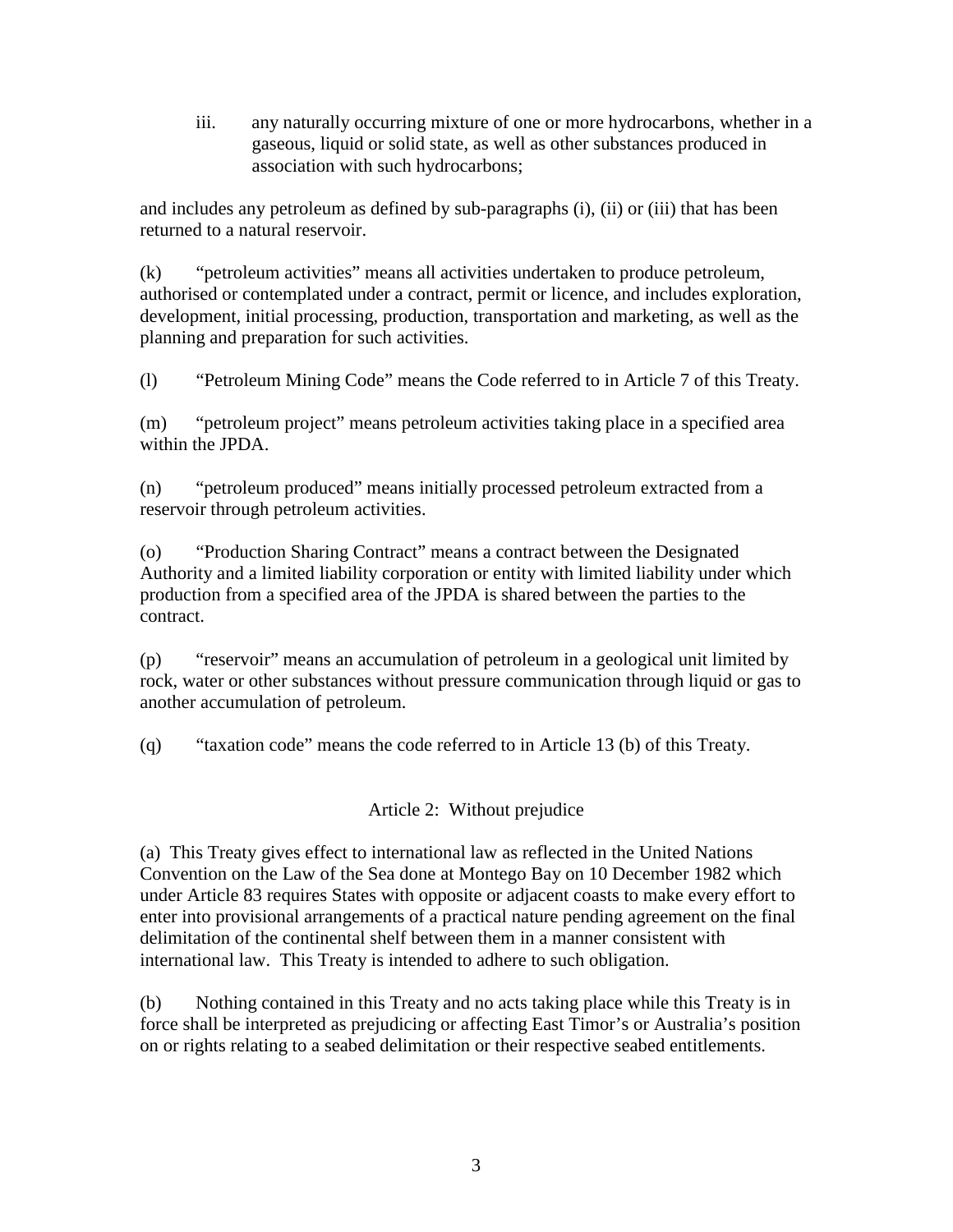iii. any naturally occurring mixture of one or more hydrocarbons, whether in a gaseous, liquid or solid state, as well as other substances produced in association with such hydrocarbons;

and includes any petroleum as defined by sub-paragraphs (i), (ii) or (iii) that has been returned to a natural reservoir.

(k) "petroleum activities" means all activities undertaken to produce petroleum, authorised or contemplated under a contract, permit or licence, and includes exploration, development, initial processing, production, transportation and marketing, as well as the planning and preparation for such activities.

(l) "Petroleum Mining Code" means the Code referred to in Article 7 of this Treaty.

(m) "petroleum project" means petroleum activities taking place in a specified area within the JPDA.

(n) "petroleum produced" means initially processed petroleum extracted from a reservoir through petroleum activities.

(o) "Production Sharing Contract" means a contract between the Designated Authority and a limited liability corporation or entity with limited liability under which production from a specified area of the JPDA is shared between the parties to the contract.

(p) "reservoir" means an accumulation of petroleum in a geological unit limited by rock, water or other substances without pressure communication through liquid or gas to another accumulation of petroleum.

(q) "taxation code" means the code referred to in Article 13 (b) of this Treaty.

## Article 2: Without prejudice

(a) This Treaty gives effect to international law as reflected in the United Nations Convention on the Law of the Sea done at Montego Bay on 10 December 1982 which under Article 83 requires States with opposite or adjacent coasts to make every effort to enter into provisional arrangements of a practical nature pending agreement on the final delimitation of the continental shelf between them in a manner consistent with international law. This Treaty is intended to adhere to such obligation.

(b) Nothing contained in this Treaty and no acts taking place while this Treaty is in force shall be interpreted as prejudicing or affecting East Timor's or Australia's position on or rights relating to a seabed delimitation or their respective seabed entitlements.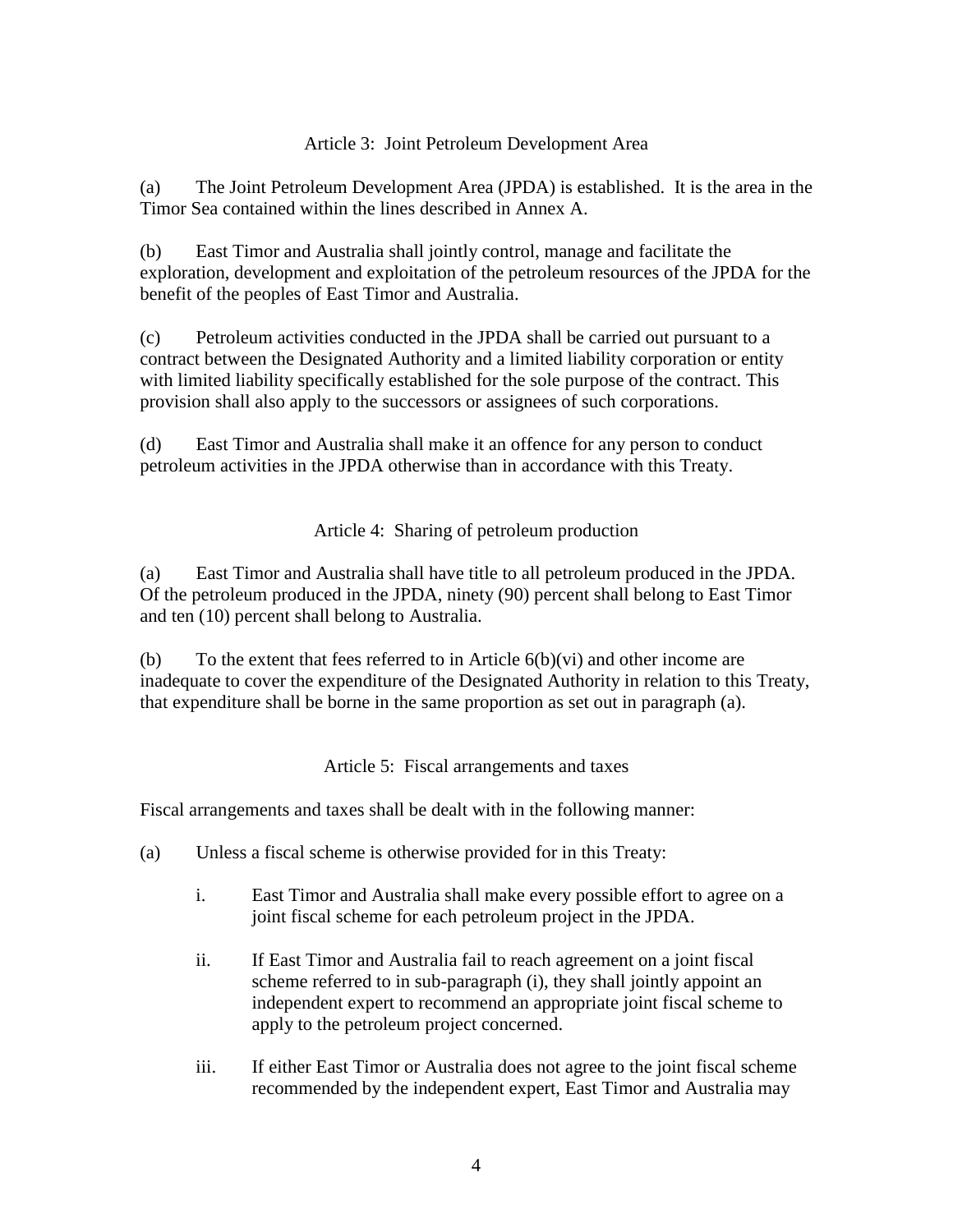## Article 3: Joint Petroleum Development Area

(a) The Joint Petroleum Development Area (JPDA) is established. It is the area in the Timor Sea contained within the lines described in Annex A.

(b) East Timor and Australia shall jointly control, manage and facilitate the exploration, development and exploitation of the petroleum resources of the JPDA for the benefit of the peoples of East Timor and Australia.

(c) Petroleum activities conducted in the JPDA shall be carried out pursuant to a contract between the Designated Authority and a limited liability corporation or entity with limited liability specifically established for the sole purpose of the contract. This provision shall also apply to the successors or assignees of such corporations.

(d) East Timor and Australia shall make it an offence for any person to conduct petroleum activities in the JPDA otherwise than in accordance with this Treaty.

## Article 4: Sharing of petroleum production

(a) East Timor and Australia shall have title to all petroleum produced in the JPDA. Of the petroleum produced in the JPDA, ninety (90) percent shall belong to East Timor and ten (10) percent shall belong to Australia.

(b) To the extent that fees referred to in Article 6(b)(vi) and other income are inadequate to cover the expenditure of the Designated Authority in relation to this Treaty, that expenditure shall be borne in the same proportion as set out in paragraph (a).

## Article 5: Fiscal arrangements and taxes

Fiscal arrangements and taxes shall be dealt with in the following manner:

(a) Unless a fiscal scheme is otherwise provided for in this Treaty:

   i. East Timor and Australia shall make every possible effort to agree on a joint fiscal scheme for each petroleum project in the JPDA.

   ii. If East Timor and Australia fail to reach agreement on a joint fiscal scheme referred to in sub-paragraph (i), they shall jointly appoint an independent expert to recommend an appropriate joint fiscal scheme to apply to the petroleum project concerned.

   iii. If either East Timor or Australia does not agree to the joint fiscal scheme recommended by the independent expert, East Timor and Australia may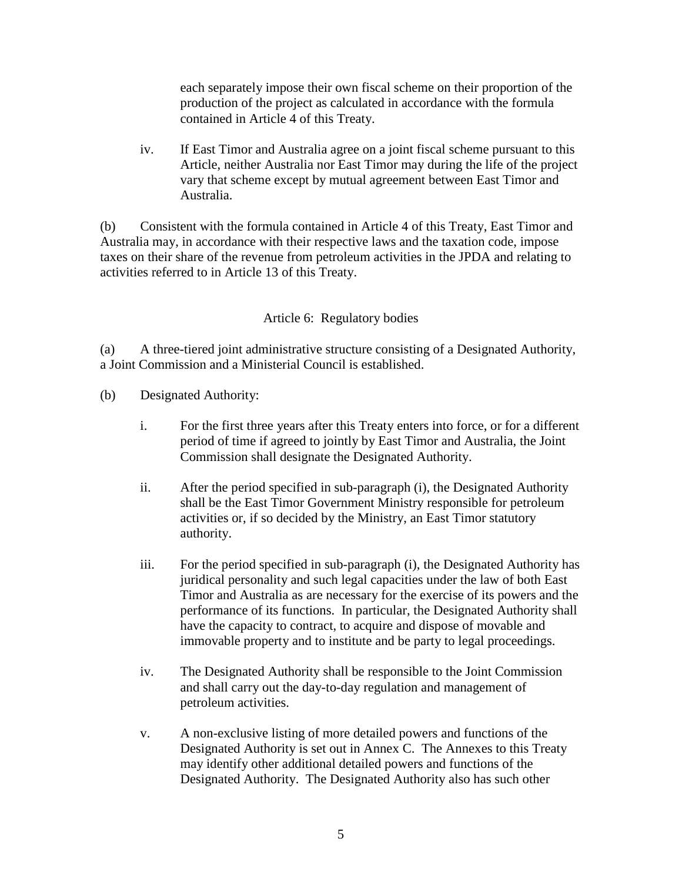each separately impose their own fiscal scheme on their proportion of the production of the project as calculated in accordance with the formula contained in Article 4 of this Treaty.

iv. If East Timor and Australia agree on a joint fiscal scheme pursuant to this Article, neither Australia nor East Timor may during the life of the project vary that scheme except by mutual agreement between East Timor and Australia.

(b) Consistent with the formula contained in Article 4 of this Treaty, East Timor and Australia may, in accordance with their respective laws and the taxation code, impose taxes on their share of the revenue from petroleum activities in the JPDA and relating to activities referred to in Article 13 of this Treaty.

## Article 6: Regulatory bodies

(a) A three-tiered joint administrative structure consisting of a Designated Authority, a Joint Commission and a Ministerial Council is established.

(b) Designated Authority:

i. For the first three years after this Treaty enters into force, or for a different period of time if agreed to jointly by East Timor and Australia, the Joint Commission shall designate the Designated Authority.

ii. After the period specified in sub-paragraph (i), the Designated Authority shall be the East Timor Government Ministry responsible for petroleum activities or, if so decided by the Ministry, an East Timor statutory authority.

iii. For the period specified in sub-paragraph (i), the Designated Authority has juridical personality and such legal capacities under the law of both East Timor and Australia as are necessary for the exercise of its powers and the performance of its functions. In particular, the Designated Authority shall have the capacity to contract, to acquire and dispose of movable and immovable property and to institute and be party to legal proceedings.

iv. The Designated Authority shall be responsible to the Joint Commission and shall carry out the day-to-day regulation and management of petroleum activities.

v. A non-exclusive listing of more detailed powers and functions of the Designated Authority is set out in Annex C. The Annexes to this Treaty may identify other additional detailed powers and functions of the Designated Authority. The Designated Authority also has such other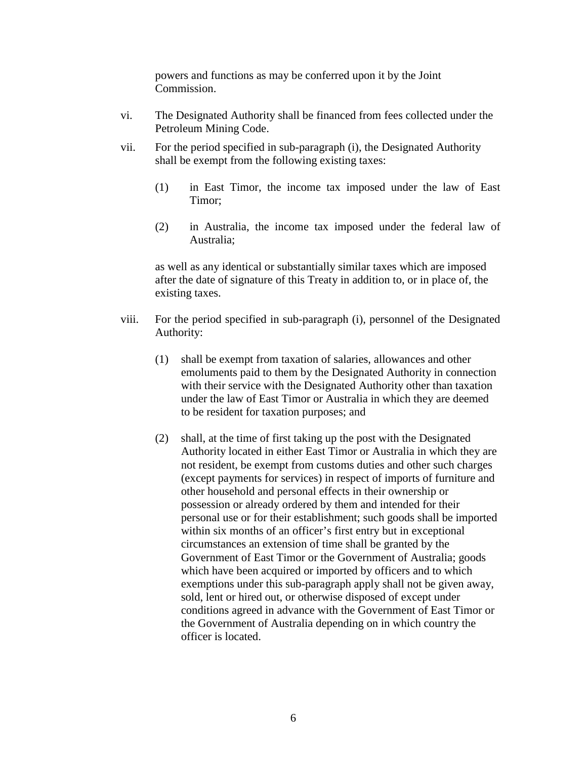powers and functions as may be conferred upon it by the Joint Commission.

vi. The Designated Authority shall be financed from fees collected under the Petroleum Mining Code.

vii. For the period specified in sub-paragraph (i), the Designated Authority shall be exempt from the following existing taxes:

   (1) in East Timor, the income tax imposed under the law of East Timor;

   (2) in Australia, the income tax imposed under the federal law of Australia;

   as well as any identical or substantially similar taxes which are imposed after the date of signature of this Treaty in addition to, or in place of, the existing taxes.

viii. For the period specified in sub-paragraph (i), personnel of the Designated Authority:

   (1) shall be exempt from taxation of salaries, allowances and other emoluments paid to them by the Designated Authority in connection with their service with the Designated Authority other than taxation under the law of East Timor or Australia in which they are deemed to be resident for taxation purposes; and

   (2) shall, at the time of first taking up the post with the Designated Authority located in either East Timor or Australia in which they are not resident, be exempt from customs duties and other such charges (except payments for services) in respect of imports of furniture and other household and personal effects in their ownership or possession or already ordered by them and intended for their personal use or for their establishment; such goods shall be imported within six months of an officer's first entry but in exceptional circumstances an extension of time shall be granted by the Government of East Timor or the Government of Australia; goods which have been acquired or imported by officers and to which exemptions under this sub-paragraph apply shall not be given away, sold, lent or hired out, or otherwise disposed of except under conditions agreed in advance with the Government of East Timor or the Government of Australia depending on in which country the officer is located.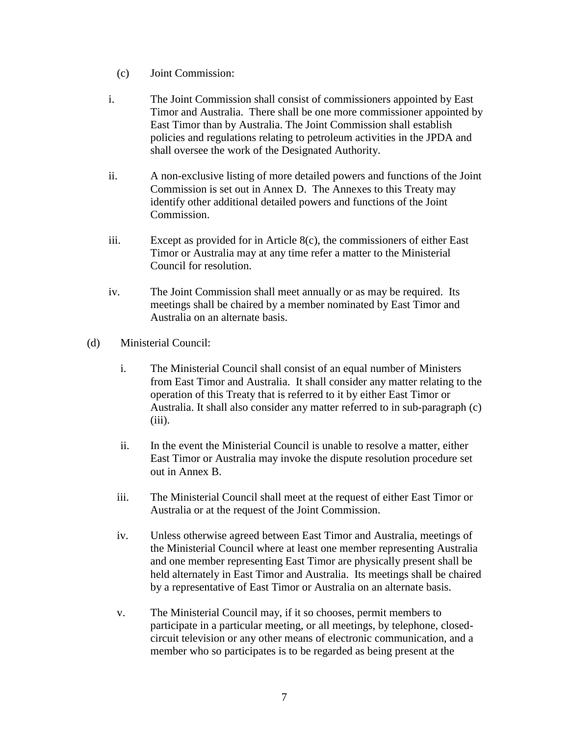(c) Joint Commission:

i. The Joint Commission shall consist of commissioners appointed by East Timor and Australia. There shall be one more commissioner appointed by East Timor than by Australia. The Joint Commission shall establish policies and regulations relating to petroleum activities in the JPDA and shall oversee the work of the Designated Authority.

ii. A non-exclusive listing of more detailed powers and functions of the Joint Commission is set out in Annex D. The Annexes to this Treaty may identify other additional detailed powers and functions of the Joint Commission.

iii. Except as provided for in Article 8(c), the commissioners of either East Timor or Australia may at any time refer a matter to the Ministerial Council for resolution.

iv. The Joint Commission shall meet annually or as may be required. Its meetings shall be chaired by a member nominated by East Timor and Australia on an alternate basis.

(d) Ministerial Council:

i. The Ministerial Council shall consist of an equal number of Ministers from East Timor and Australia. It shall consider any matter relating to the operation of this Treaty that is referred to it by either East Timor or Australia. It shall also consider any matter referred to in sub-paragraph (c) (iii).

ii. In the event the Ministerial Council is unable to resolve a matter, either East Timor or Australia may invoke the dispute resolution procedure set out in Annex B.

iii. The Ministerial Council shall meet at the request of either East Timor or Australia or at the request of the Joint Commission.

iv. Unless otherwise agreed between East Timor and Australia, meetings of the Ministerial Council where at least one member representing Australia and one member representing East Timor are physically present shall be held alternately in East Timor and Australia. Its meetings shall be chaired by a representative of East Timor or Australia on an alternate basis.

v. The Ministerial Council may, if it so chooses, permit members to participate in a particular meeting, or all meetings, by telephone, closed-circuit television or any other means of electronic communication, and a member who so participates is to be regarded as being present at the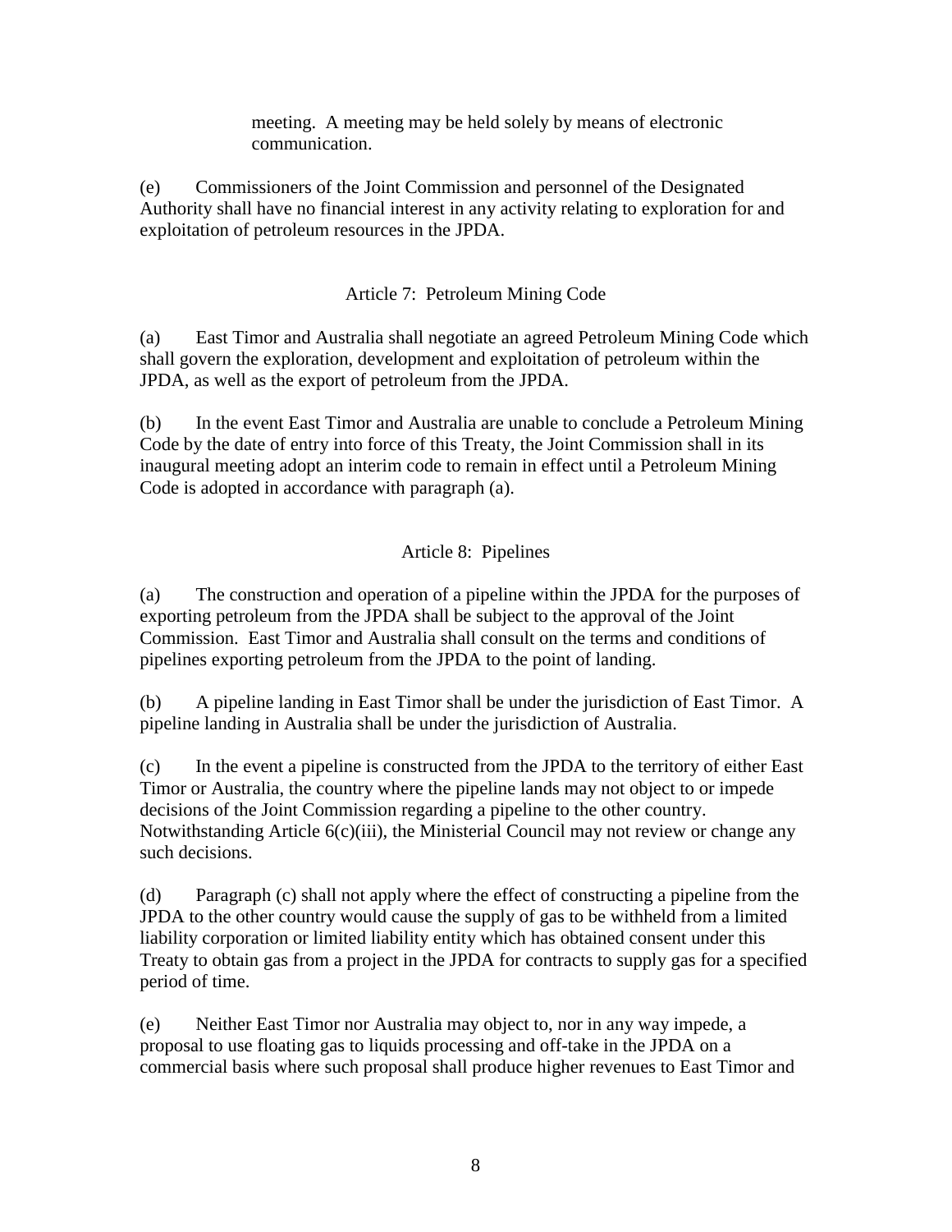meeting. A meeting may be held solely by means of electronic communication.

(e) Commissioners of the Joint Commission and personnel of the Designated Authority shall have no financial interest in any activity relating to exploration for and exploitation of petroleum resources in the JPDA.

## Article 7: Petroleum Mining Code

(a) East Timor and Australia shall negotiate an agreed Petroleum Mining Code which shall govern the exploration, development and exploitation of petroleum within the JPDA, as well as the export of petroleum from the JPDA.

(b) In the event East Timor and Australia are unable to conclude a Petroleum Mining Code by the date of entry into force of this Treaty, the Joint Commission shall in its inaugural meeting adopt an interim code to remain in effect until a Petroleum Mining Code is adopted in accordance with paragraph (a).

## Article 8: Pipelines

(a) The construction and operation of a pipeline within the JPDA for the purposes of exporting petroleum from the JPDA shall be subject to the approval of the Joint Commission. East Timor and Australia shall consult on the terms and conditions of pipelines exporting petroleum from the JPDA to the point of landing.

(b) A pipeline landing in East Timor shall be under the jurisdiction of East Timor. A pipeline landing in Australia shall be under the jurisdiction of Australia.

(c) In the event a pipeline is constructed from the JPDA to the territory of either East Timor or Australia, the country where the pipeline lands may not object to or impede decisions of the Joint Commission regarding a pipeline to the other country. Notwithstanding Article 6(c)(iii), the Ministerial Council may not review or change any such decisions.

(d) Paragraph (c) shall not apply where the effect of constructing a pipeline from the JPDA to the other country would cause the supply of gas to be withheld from a limited liability corporation or limited liability entity which has obtained consent under this Treaty to obtain gas from a project in the JPDA for contracts to supply gas for a specified period of time.

(e) Neither East Timor nor Australia may object to, nor in any way impede, a proposal to use floating gas to liquids processing and off-take in the JPDA on a commercial basis where such proposal shall produce higher revenues to East Timor and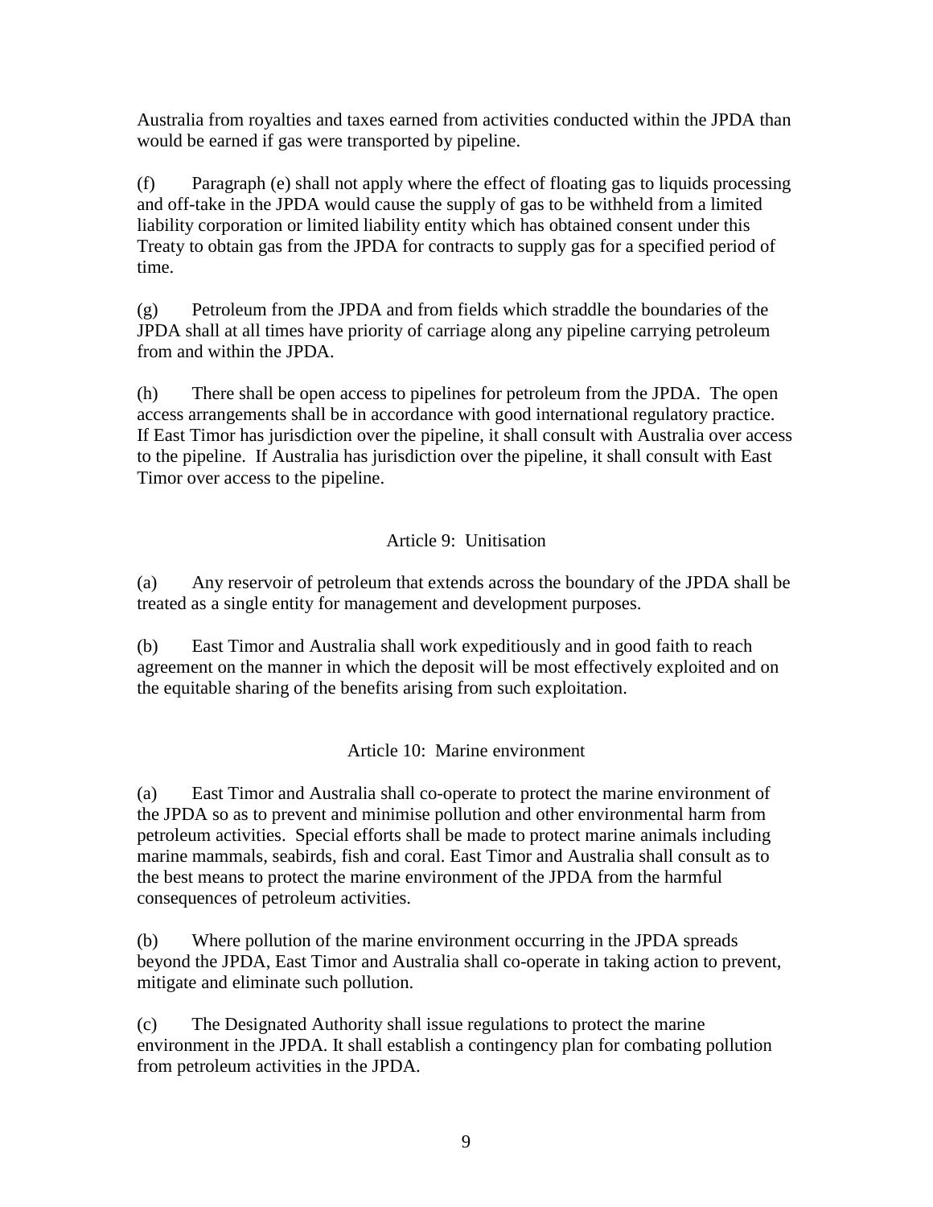Australia from royalties and taxes earned from activities conducted within the JPDA than would be earned if gas were transported by pipeline.

(f) Paragraph (e) shall not apply where the effect of floating gas to liquids processing and off-take in the JPDA would cause the supply of gas to be withheld from a limited liability corporation or limited liability entity which has obtained consent under this Treaty to obtain gas from the JPDA for contracts to supply gas for a specified period of time.

(g) Petroleum from the JPDA and from fields which straddle the boundaries of the JPDA shall at all times have priority of carriage along any pipeline carrying petroleum from and within the JPDA.

(h) There shall be open access to pipelines for petroleum from the JPDA. The open access arrangements shall be in accordance with good international regulatory practice. If East Timor has jurisdiction over the pipeline, it shall consult with Australia over access to the pipeline. If Australia has jurisdiction over the pipeline, it shall consult with East Timor over access to the pipeline.

## Article 9: Unitisation

(a) Any reservoir of petroleum that extends across the boundary of the JPDA shall be treated as a single entity for management and development purposes.

(b) East Timor and Australia shall work expeditiously and in good faith to reach agreement on the manner in which the deposit will be most effectively exploited and on the equitable sharing of the benefits arising from such exploitation.

## Article 10: Marine environment

(a) East Timor and Australia shall co-operate to protect the marine environment of the JPDA so as to prevent and minimise pollution and other environmental harm from petroleum activities. Special efforts shall be made to protect marine animals including marine mammals, seabirds, fish and coral. East Timor and Australia shall consult as to the best means to protect the marine environment of the JPDA from the harmful consequences of petroleum activities.

(b) Where pollution of the marine environment occurring in the JPDA spreads beyond the JPDA, East Timor and Australia shall co-operate in taking action to prevent, mitigate and eliminate such pollution.

(c) The Designated Authority shall issue regulations to protect the marine environment in the JPDA. It shall establish a contingency plan for combating pollution from petroleum activities in the JPDA.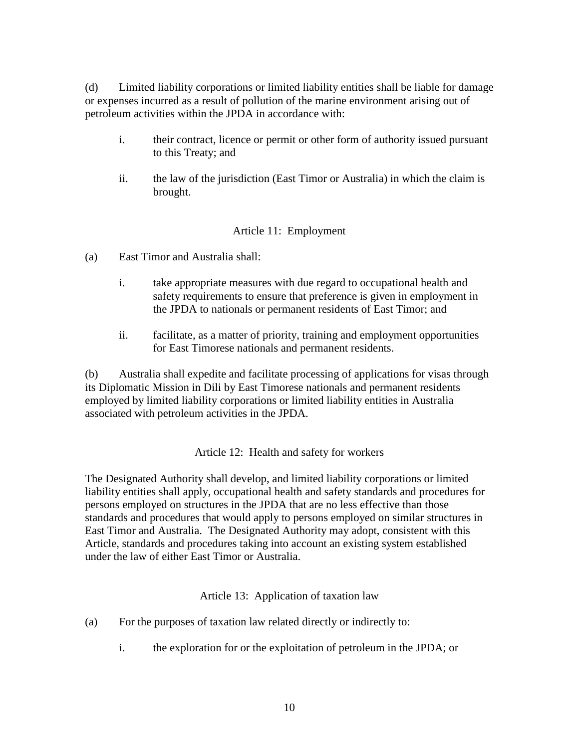(d) Limited liability corporations or limited liability entities shall be liable for damage or expenses incurred as a result of pollution of the marine environment arising out of petroleum activities within the JPDA in accordance with:

i. their contract, licence or permit or other form of authority issued pursuant to this Treaty; and

ii. the law of the jurisdiction (East Timor or Australia) in which the claim is brought.

## Article 11: Employment

(a) East Timor and Australia shall:

i. take appropriate measures with due regard to occupational health and safety requirements to ensure that preference is given in employment in the JPDA to nationals or permanent residents of East Timor; and

ii. facilitate, as a matter of priority, training and employment opportunities for East Timorese nationals and permanent residents.

(b) Australia shall expedite and facilitate processing of applications for visas through its Diplomatic Mission in Dili by East Timorese nationals and permanent residents employed by limited liability corporations or limited liability entities in Australia associated with petroleum activities in the JPDA.

## Article 12: Health and safety for workers

The Designated Authority shall develop, and limited liability corporations or limited liability entities shall apply, occupational health and safety standards and procedures for persons employed on structures in the JPDA that are no less effective than those standards and procedures that would apply to persons employed on similar structures in East Timor and Australia. The Designated Authority may adopt, consistent with this Article, standards and procedures taking into account an existing system established under the law of either East Timor or Australia.

## Article 13: Application of taxation law

(a) For the purposes of taxation law related directly or indirectly to:

i. the exploration for or the exploitation of petroleum in the JPDA; or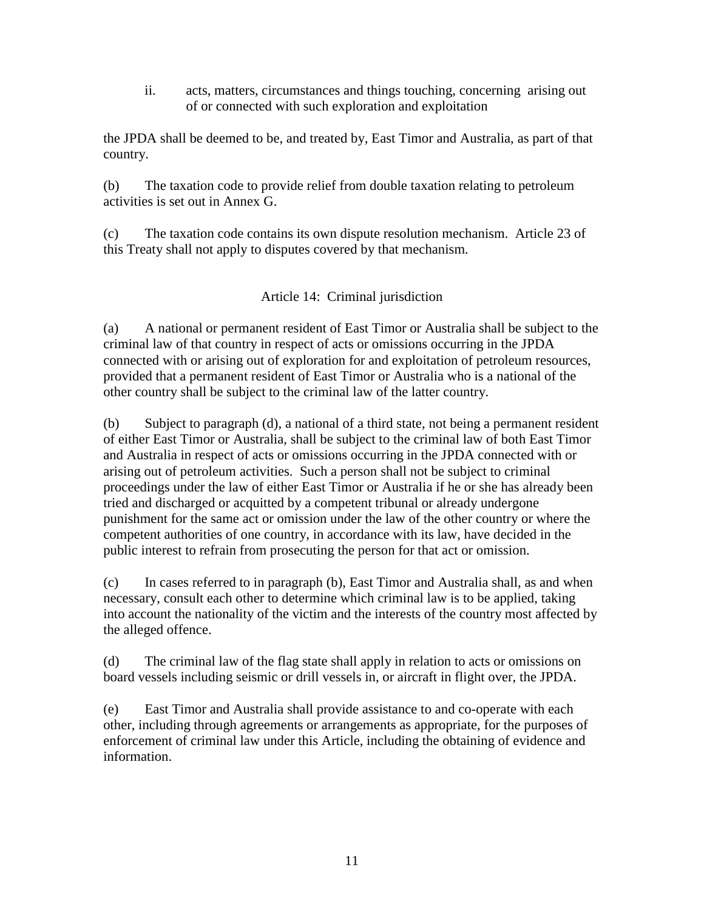ii. acts, matters, circumstances and things touching, concerning arising out of or connected with such exploration and exploitation

the JPDA shall be deemed to be, and treated by, East Timor and Australia, as part of that country.

(b) The taxation code to provide relief from double taxation relating to petroleum activities is set out in Annex G.

(c) The taxation code contains its own dispute resolution mechanism. Article 23 of this Treaty shall not apply to disputes covered by that mechanism.

## Article 14: Criminal jurisdiction

(a) A national or permanent resident of East Timor or Australia shall be subject to the criminal law of that country in respect of acts or omissions occurring in the JPDA connected with or arising out of exploration for and exploitation of petroleum resources, provided that a permanent resident of East Timor or Australia who is a national of the other country shall be subject to the criminal law of the latter country.

(b) Subject to paragraph (d), a national of a third state, not being a permanent resident of either East Timor or Australia, shall be subject to the criminal law of both East Timor and Australia in respect of acts or omissions occurring in the JPDA connected with or arising out of petroleum activities. Such a person shall not be subject to criminal proceedings under the law of either East Timor or Australia if he or she has already been tried and discharged or acquitted by a competent tribunal or already undergone punishment for the same act or omission under the law of the other country or where the competent authorities of one country, in accordance with its law, have decided in the public interest to refrain from prosecuting the person for that act or omission.

(c) In cases referred to in paragraph (b), East Timor and Australia shall, as and when necessary, consult each other to determine which criminal law is to be applied, taking into account the nationality of the victim and the interests of the country most affected by the alleged offence.

(d) The criminal law of the flag state shall apply in relation to acts or omissions on board vessels including seismic or drill vessels in, or aircraft in flight over, the JPDA.

(e) East Timor and Australia shall provide assistance to and co-operate with each other, including through agreements or arrangements as appropriate, for the purposes of enforcement of criminal law under this Article, including the obtaining of evidence and information.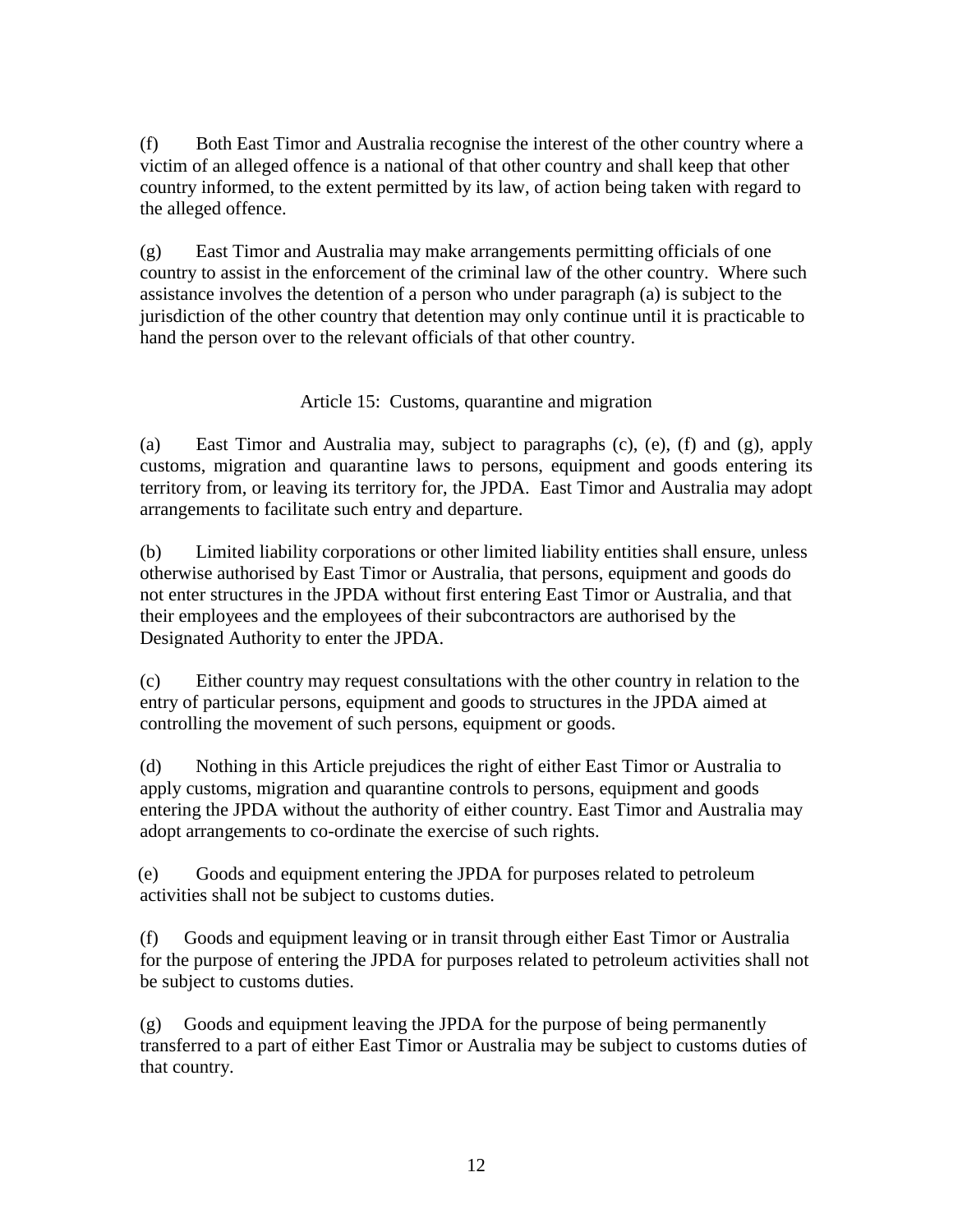(f) Both East Timor and Australia recognise the interest of the other country where a victim of an alleged offence is a national of that other country and shall keep that other country informed, to the extent permitted by its law, of action being taken with regard to the alleged offence.

(g) East Timor and Australia may make arrangements permitting officials of one country to assist in the enforcement of the criminal law of the other country. Where such assistance involves the detention of a person who under paragraph (a) is subject to the jurisdiction of the other country that detention may only continue until it is practicable to hand the person over to the relevant officials of that other country.

## Article 15: Customs, quarantine and migration

(a) East Timor and Australia may, subject to paragraphs (c), (e), (f) and (g), apply customs, migration and quarantine laws to persons, equipment and goods entering its territory from, or leaving its territory for, the JPDA. East Timor and Australia may adopt arrangements to facilitate such entry and departure.

(b) Limited liability corporations or other limited liability entities shall ensure, unless otherwise authorised by East Timor or Australia, that persons, equipment and goods do not enter structures in the JPDA without first entering East Timor or Australia, and that their employees and the employees of their subcontractors are authorised by the Designated Authority to enter the JPDA.

(c) Either country may request consultations with the other country in relation to the entry of particular persons, equipment and goods to structures in the JPDA aimed at controlling the movement of such persons, equipment or goods.

(d) Nothing in this Article prejudices the right of either East Timor or Australia to apply customs, migration and quarantine controls to persons, equipment and goods entering the JPDA without the authority of either country. East Timor and Australia may adopt arrangements to co-ordinate the exercise of such rights.

(e) Goods and equipment entering the JPDA for purposes related to petroleum activities shall not be subject to customs duties.

(f) Goods and equipment leaving or in transit through either East Timor or Australia for the purpose of entering the JPDA for purposes related to petroleum activities shall not be subject to customs duties.

(g) Goods and equipment leaving the JPDA for the purpose of being permanently transferred to a part of either East Timor or Australia may be subject to customs duties of that country.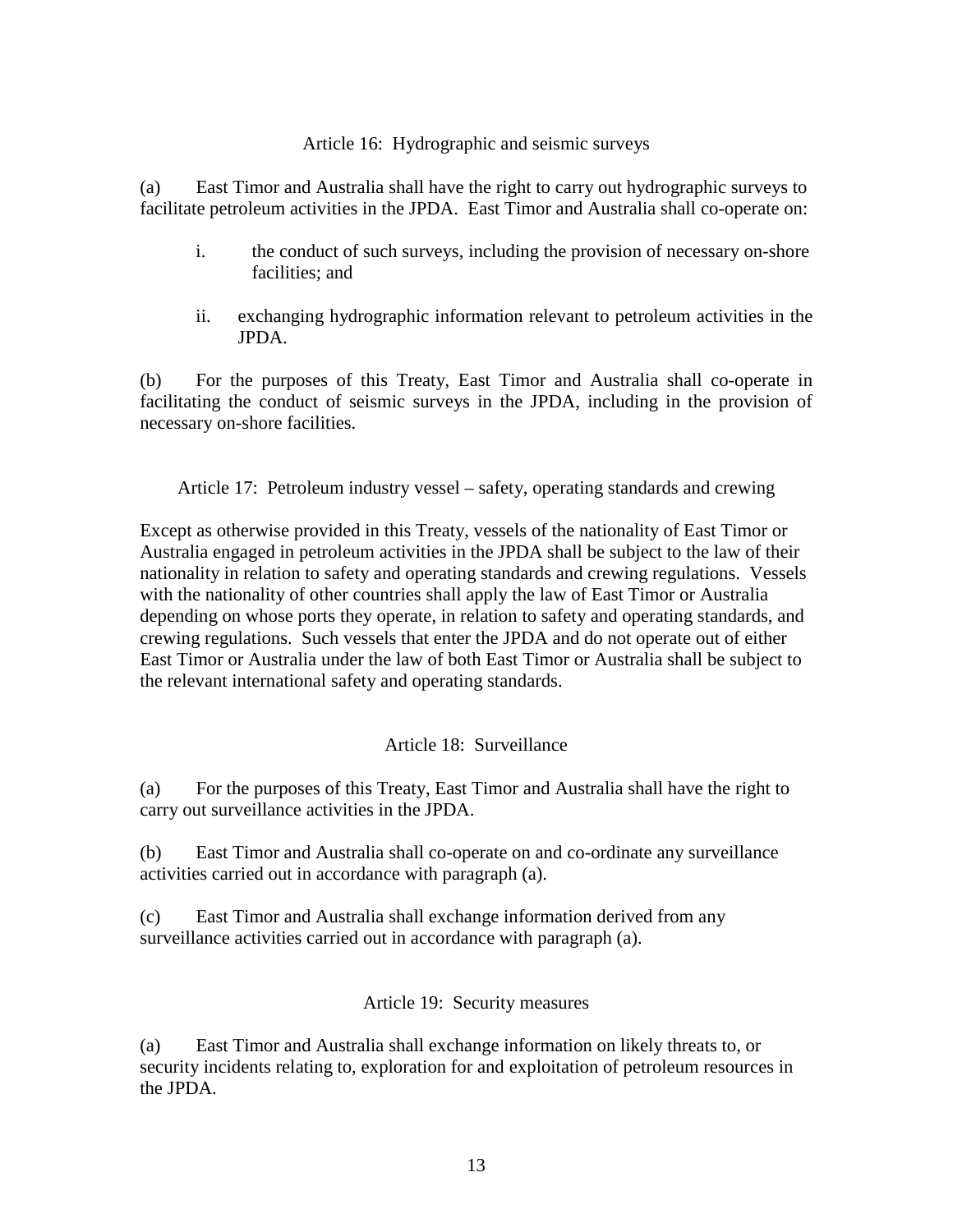## Article 16: Hydrographic and seismic surveys

(a) East Timor and Australia shall have the right to carry out hydrographic surveys to facilitate petroleum activities in the JPDA. East Timor and Australia shall co-operate on:

i. the conduct of such surveys, including the provision of necessary on-shore facilities; and

ii. exchanging hydrographic information relevant to petroleum activities in the JPDA.

(b) For the purposes of this Treaty, East Timor and Australia shall co-operate in facilitating the conduct of seismic surveys in the JPDA, including in the provision of necessary on-shore facilities.

## Article 17: Petroleum industry vessel – safety, operating standards and crewing

Except as otherwise provided in this Treaty, vessels of the nationality of East Timor or Australia engaged in petroleum activities in the JPDA shall be subject to the law of their nationality in relation to safety and operating standards and crewing regulations. Vessels with the nationality of other countries shall apply the law of East Timor or Australia depending on whose ports they operate, in relation to safety and operating standards, and crewing regulations. Such vessels that enter the JPDA and do not operate out of either East Timor or Australia under the law of both East Timor or Australia shall be subject to the relevant international safety and operating standards.

## Article 18: Surveillance

(a) For the purposes of this Treaty, East Timor and Australia shall have the right to carry out surveillance activities in the JPDA.

(b) East Timor and Australia shall co-operate on and co-ordinate any surveillance activities carried out in accordance with paragraph (a).

(c) East Timor and Australia shall exchange information derived from any surveillance activities carried out in accordance with paragraph (a).

## Article 19: Security measures

(a) East Timor and Australia shall exchange information on likely threats to, or security incidents relating to, exploration for and exploitation of petroleum resources in the JPDA.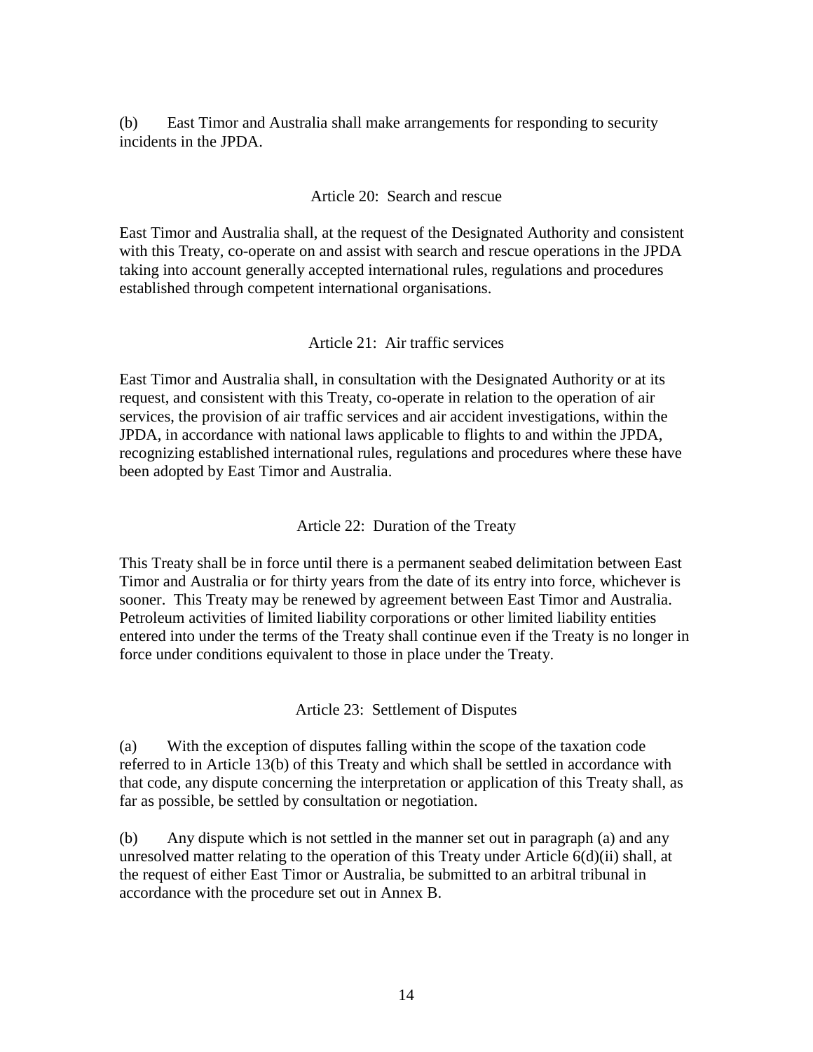(b) East Timor and Australia shall make arrangements for responding to security incidents in the JPDA.

### Article 20: Search and rescue

East Timor and Australia shall, at the request of the Designated Authority and consistent with this Treaty, co-operate on and assist with search and rescue operations in the JPDA taking into account generally accepted international rules, regulations and procedures established through competent international organisations.

### Article 21: Air traffic services

East Timor and Australia shall, in consultation with the Designated Authority or at its request, and consistent with this Treaty, co-operate in relation to the operation of air services, the provision of air traffic services and air accident investigations, within the JPDA, in accordance with national laws applicable to flights to and within the JPDA, recognizing established international rules, regulations and procedures where these have been adopted by East Timor and Australia.

### Article 22: Duration of the Treaty

This Treaty shall be in force until there is a permanent seabed delimitation between East Timor and Australia or for thirty years from the date of its entry into force, whichever is sooner. This Treaty may be renewed by agreement between East Timor and Australia. Petroleum activities of limited liability corporations or other limited liability entities entered into under the terms of the Treaty shall continue even if the Treaty is no longer in force under conditions equivalent to those in place under the Treaty.

### Article 23: Settlement of Disputes

(a) With the exception of disputes falling within the scope of the taxation code referred to in Article 13(b) of this Treaty and which shall be settled in accordance with that code, any dispute concerning the interpretation or application of this Treaty shall, as far as possible, be settled by consultation or negotiation.

(b) Any dispute which is not settled in the manner set out in paragraph (a) and any unresolved matter relating to the operation of this Treaty under Article 6(d)(ii) shall, at the request of either East Timor or Australia, be submitted to an arbitral tribunal in accordance with the procedure set out in Annex B.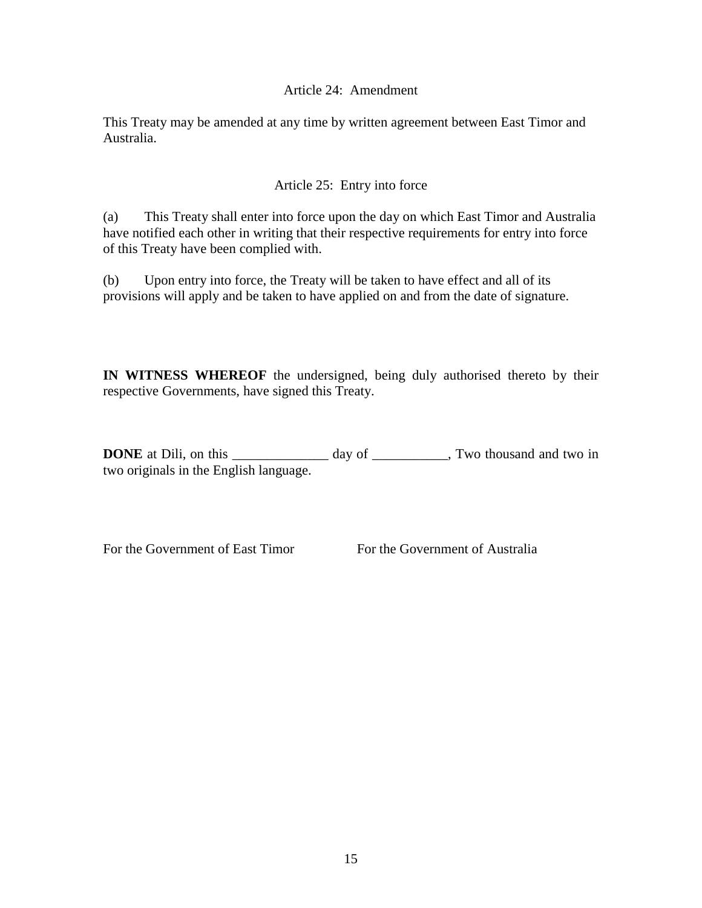### Article 24: Amendment

This Treaty may be amended at any time by written agreement between East Timor and Australia.

### Article 25: Entry into force

(a) This Treaty shall enter into force upon the day on which East Timor and Australia have notified each other in writing that their respective requirements for entry into force of this Treaty have been complied with.

(b) Upon entry into force, the Treaty will be taken to have effect and all of its provisions will apply and be taken to have applied on and from the date of signature.

**IN WITNESS WHEREOF** the undersigned, being duly authorised thereto by their respective Governments, have signed this Treaty.

**DONE** at Dili, on this ______________ day of ___________, Two thousand and two in two originals in the English language.

For the Government of East Timor

For the Government of Australia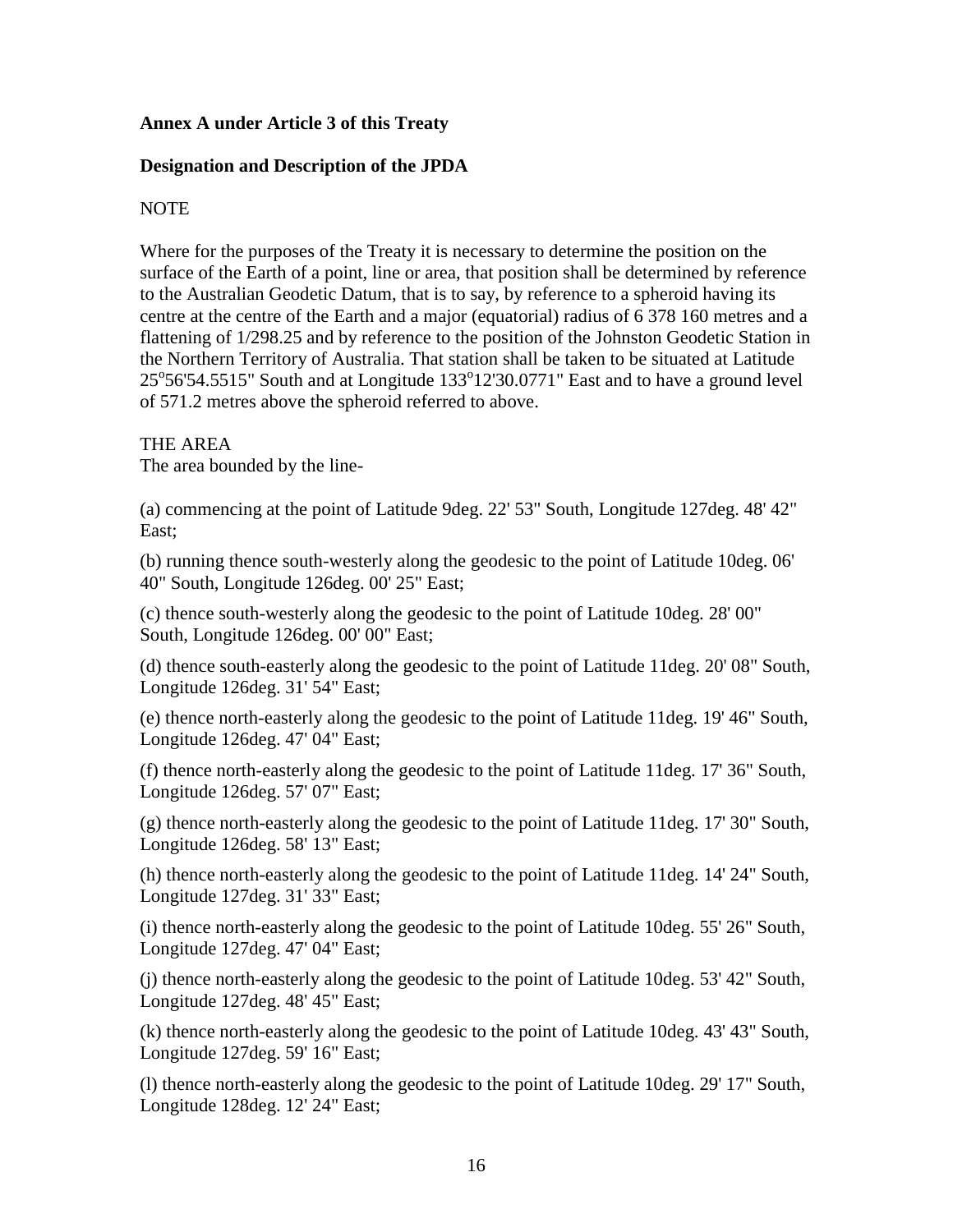**Annex A under Article 3 of this Treaty**

**Designation and Description of the JPDA**

NOTE

Where for the purposes of the Treaty it is necessary to determine the position on the surface of the Earth of a point, line or area, that position shall be determined by reference to the Australian Geodetic Datum, that is to say, by reference to a spheroid having its centre at the centre of the Earth and a major (equatorial) radius of 6 378 160 metres and a flattening of 1/298.25 and by reference to the position of the Johnston Geodetic Station in the Northern Territory of Australia. That station shall be taken to be situated at Latitude 25°56'54.5515" South and at Longitude 133°12'30.0771" East and to have a ground level of 571.2 metres above the spheroid referred to above.

THE AREA

The area bounded by the line-

(a) commencing at the point of Latitude 9deg. 22' 53" South, Longitude 127deg. 48' 42" East;

(b) running thence south-westerly along the geodesic to the point of Latitude 10deg. 06' 40" South, Longitude 126deg. 00' 25" East;

(c) thence south-westerly along the geodesic to the point of Latitude 10deg. 28' 00" South, Longitude 126deg. 00' 00" East;

(d) thence south-easterly along the geodesic to the point of Latitude 11deg. 20' 08" South, Longitude 126deg. 31' 54" East;

(e) thence north-easterly along the geodesic to the point of Latitude 11deg. 19' 46" South, Longitude 126deg. 47' 04" East;

(f) thence north-easterly along the geodesic to the point of Latitude 11deg. 17' 36" South, Longitude 126deg. 57' 07" East;

(g) thence north-easterly along the geodesic to the point of Latitude 11deg. 17' 30" South, Longitude 126deg. 58' 13" East;

(h) thence north-easterly along the geodesic to the point of Latitude 11deg. 14' 24" South, Longitude 127deg. 31' 33" East;

(i) thence north-easterly along the geodesic to the point of Latitude 10deg. 55' 26" South, Longitude 127deg. 47' 04" East;

(j) thence north-easterly along the geodesic to the point of Latitude 10deg. 53' 42" South, Longitude 127deg. 48' 45" East;

(k) thence north-easterly along the geodesic to the point of Latitude 10deg. 43' 43" South, Longitude 127deg. 59' 16" East;

(l) thence north-easterly along the geodesic to the point of Latitude 10deg. 29' 17" South, Longitude 128deg. 12' 24" East;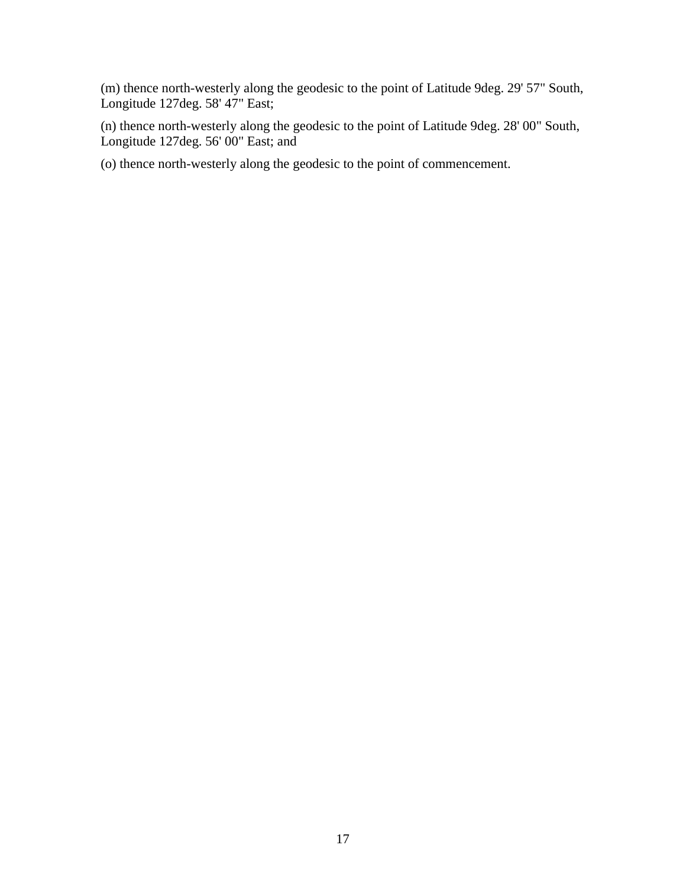(m) thence north-westerly along the geodesic to the point of Latitude 9deg. 29' 57" South, Longitude 127deg. 58' 47" East;

(n) thence north-westerly along the geodesic to the point of Latitude 9deg. 28' 00" South, Longitude 127deg. 56' 00" East; and

(o) thence north-westerly along the geodesic to the point of commencement.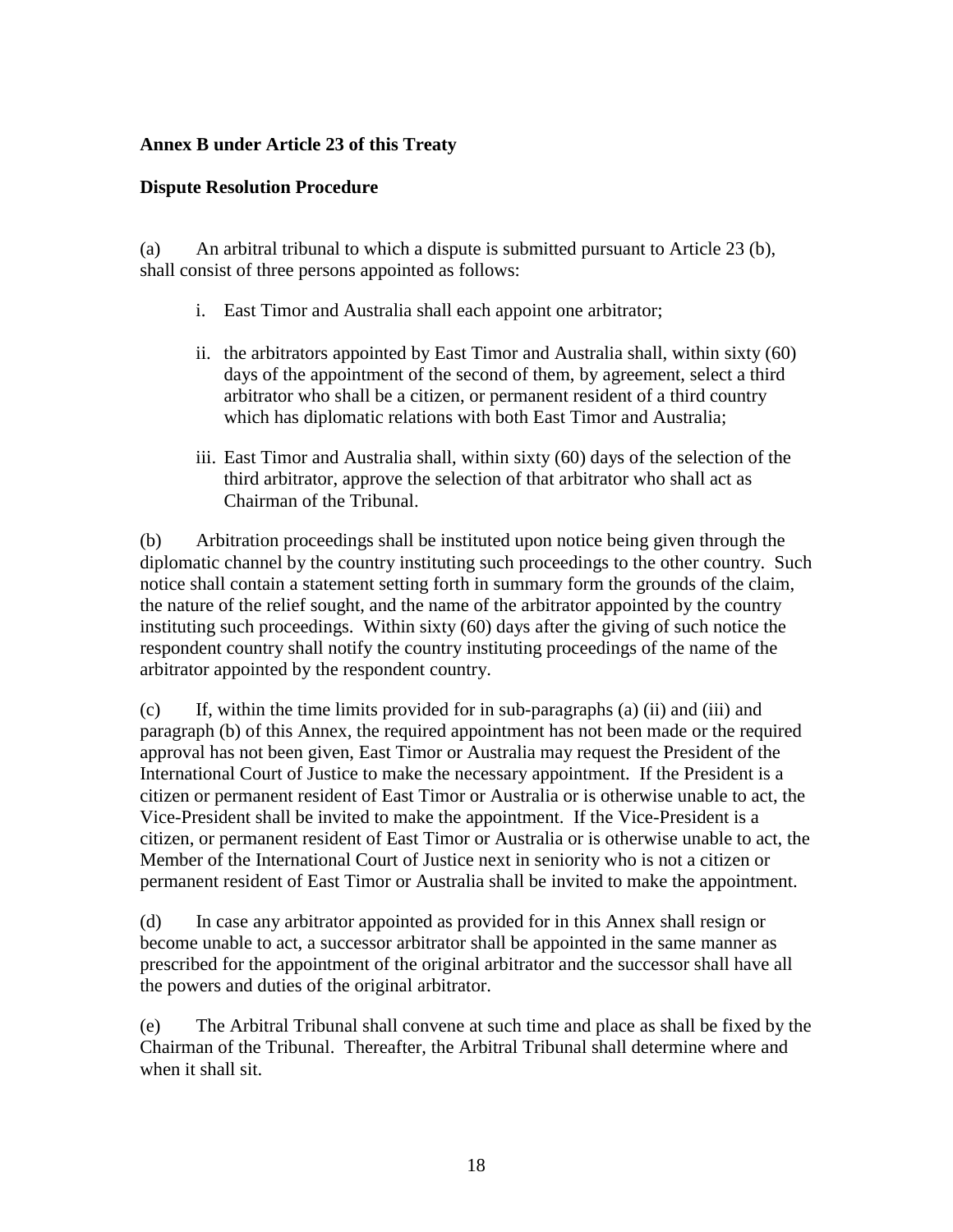**Annex B under Article 23 of this Treaty**

**Dispute Resolution Procedure**

(a) An arbitral tribunal to which a dispute is submitted pursuant to Article 23 (b), shall consist of three persons appointed as follows:

i. East Timor and Australia shall each appoint one arbitrator;

ii. the arbitrators appointed by East Timor and Australia shall, within sixty (60) days of the appointment of the second of them, by agreement, select a third arbitrator who shall be a citizen, or permanent resident of a third country which has diplomatic relations with both East Timor and Australia;

iii. East Timor and Australia shall, within sixty (60) days of the selection of the third arbitrator, approve the selection of that arbitrator who shall act as Chairman of the Tribunal.

(b) Arbitration proceedings shall be instituted upon notice being given through the diplomatic channel by the country instituting such proceedings to the other country. Such notice shall contain a statement setting forth in summary form the grounds of the claim, the nature of the relief sought, and the name of the arbitrator appointed by the country instituting such proceedings. Within sixty (60) days after the giving of such notice the respondent country shall notify the country instituting proceedings of the name of the arbitrator appointed by the respondent country.

(c) If, within the time limits provided for in sub-paragraphs (a) (ii) and (iii) and paragraph (b) of this Annex, the required appointment has not been made or the required approval has not been given, East Timor or Australia may request the President of the International Court of Justice to make the necessary appointment. If the President is a citizen or permanent resident of East Timor or Australia or is otherwise unable to act, the Vice-President shall be invited to make the appointment. If the Vice-President is a citizen, or permanent resident of East Timor or Australia or is otherwise unable to act, the Member of the International Court of Justice next in seniority who is not a citizen or permanent resident of East Timor or Australia shall be invited to make the appointment.

(d) In case any arbitrator appointed as provided for in this Annex shall resign or become unable to act, a successor arbitrator shall be appointed in the same manner as prescribed for the appointment of the original arbitrator and the successor shall have all the powers and duties of the original arbitrator.

(e) The Arbitral Tribunal shall convene at such time and place as shall be fixed by the Chairman of the Tribunal. Thereafter, the Arbitral Tribunal shall determine where and when it shall sit.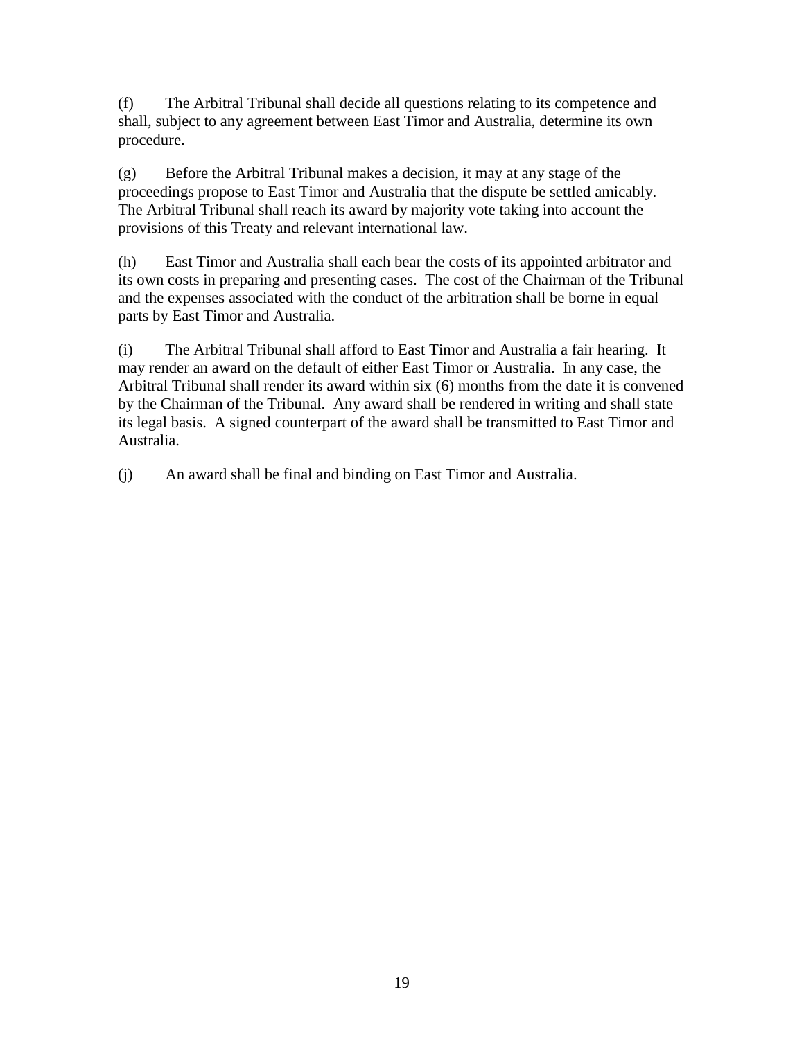(f) The Arbitral Tribunal shall decide all questions relating to its competence and shall, subject to any agreement between East Timor and Australia, determine its own procedure.

(g) Before the Arbitral Tribunal makes a decision, it may at any stage of the proceedings propose to East Timor and Australia that the dispute be settled amicably. The Arbitral Tribunal shall reach its award by majority vote taking into account the provisions of this Treaty and relevant international law.

(h) East Timor and Australia shall each bear the costs of its appointed arbitrator and its own costs in preparing and presenting cases. The cost of the Chairman of the Tribunal and the expenses associated with the conduct of the arbitration shall be borne in equal parts by East Timor and Australia.

(i) The Arbitral Tribunal shall afford to East Timor and Australia a fair hearing. It may render an award on the default of either East Timor or Australia. In any case, the Arbitral Tribunal shall render its award within six (6) months from the date it is convened by the Chairman of the Tribunal. Any award shall be rendered in writing and shall state its legal basis. A signed counterpart of the award shall be transmitted to East Timor and Australia.

(j) An award shall be final and binding on East Timor and Australia.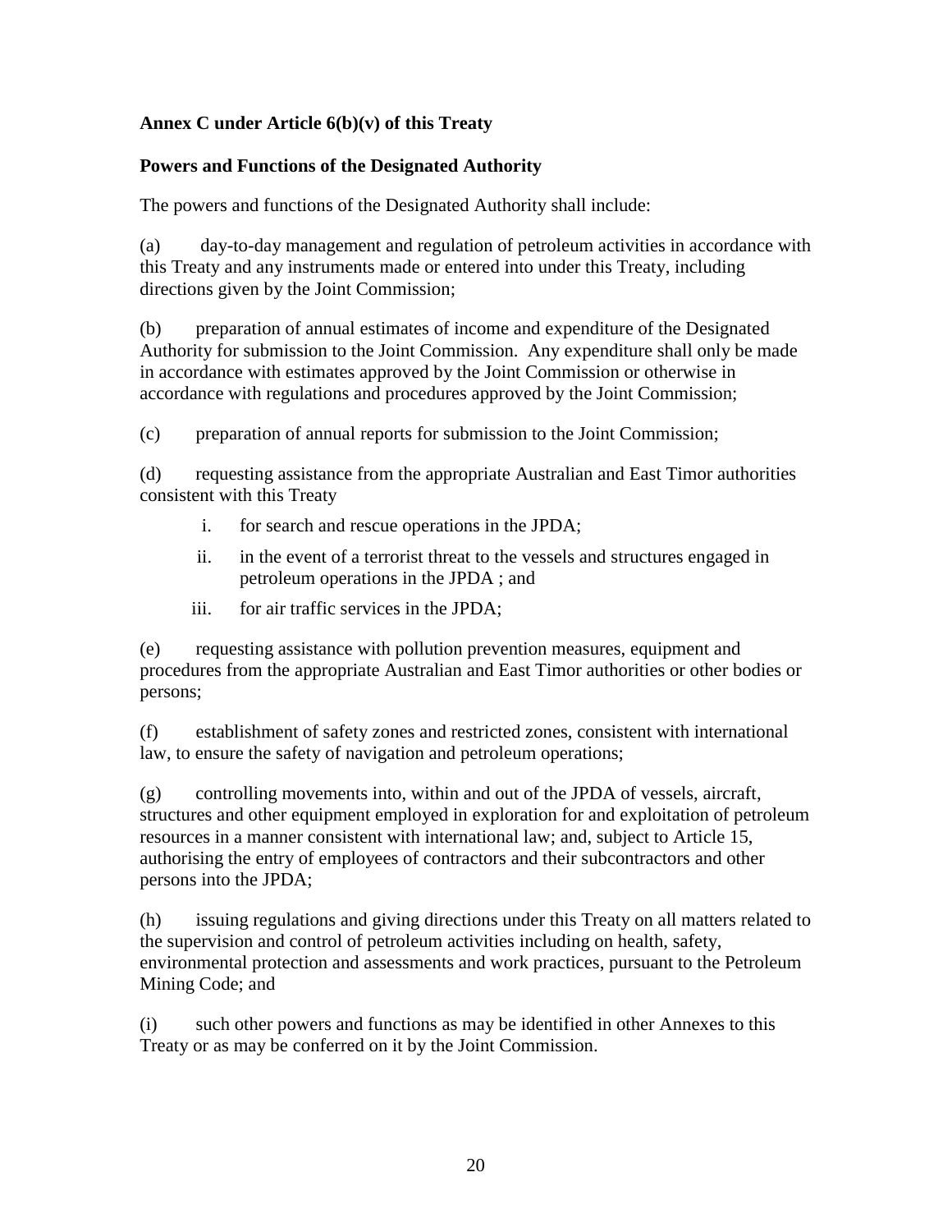**Annex C under Article 6(b)(v) of this Treaty**

**Powers and Functions of the Designated Authority**

The powers and functions of the Designated Authority shall include:

(a) day-to-day management and regulation of petroleum activities in accordance with this Treaty and any instruments made or entered into under this Treaty, including directions given by the Joint Commission;

(b) preparation of annual estimates of income and expenditure of the Designated Authority for submission to the Joint Commission. Any expenditure shall only be made in accordance with estimates approved by the Joint Commission or otherwise in accordance with regulations and procedures approved by the Joint Commission;

(c) preparation of annual reports for submission to the Joint Commission;

(d) requesting assistance from the appropriate Australian and East Timor authorities consistent with this Treaty

  i. for search and rescue operations in the JPDA;

  ii. in the event of a terrorist threat to the vessels and structures engaged in petroleum operations in the JPDA ; and

  iii. for air traffic services in the JPDA;

(e) requesting assistance with pollution prevention measures, equipment and procedures from the appropriate Australian and East Timor authorities or other bodies or persons;

(f) establishment of safety zones and restricted zones, consistent with international law, to ensure the safety of navigation and petroleum operations;

(g) controlling movements into, within and out of the JPDA of vessels, aircraft, structures and other equipment employed in exploration for and exploitation of petroleum resources in a manner consistent with international law; and, subject to Article 15, authorising the entry of employees of contractors and their subcontractors and other persons into the JPDA;

(h) issuing regulations and giving directions under this Treaty on all matters related to the supervision and control of petroleum activities including on health, safety, environmental protection and assessments and work practices, pursuant to the Petroleum Mining Code; and

(i) such other powers and functions as may be identified in other Annexes to this Treaty or as may be conferred on it by the Joint Commission.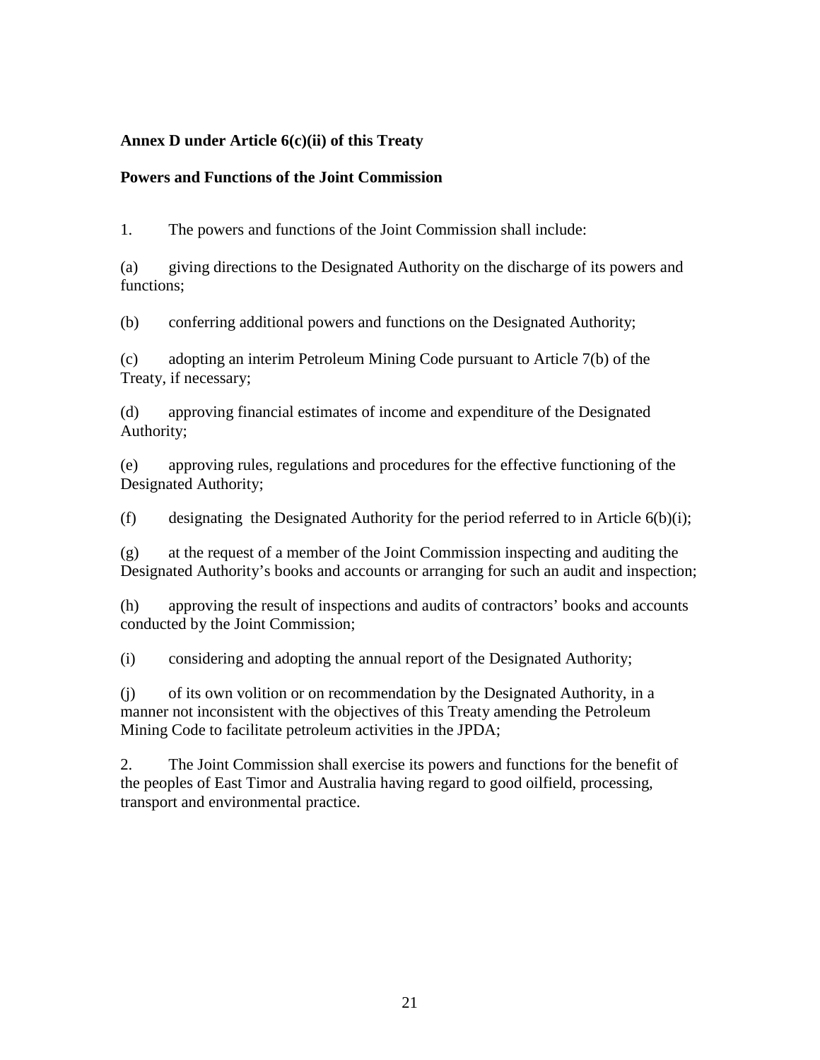**Annex D under Article 6(c)(ii) of this Treaty**

**Powers and Functions of the Joint Commission**

1. The powers and functions of the Joint Commission shall include:

(a) giving directions to the Designated Authority on the discharge of its powers and functions;

(b) conferring additional powers and functions on the Designated Authority;

(c) adopting an interim Petroleum Mining Code pursuant to Article 7(b) of the Treaty, if necessary;

(d) approving financial estimates of income and expenditure of the Designated Authority;

(e) approving rules, regulations and procedures for the effective functioning of the Designated Authority;

(f) designating the Designated Authority for the period referred to in Article 6(b)(i);

(g) at the request of a member of the Joint Commission inspecting and auditing the Designated Authority's books and accounts or arranging for such an audit and inspection;

(h) approving the result of inspections and audits of contractors' books and accounts conducted by the Joint Commission;

(i) considering and adopting the annual report of the Designated Authority;

(j) of its own volition or on recommendation by the Designated Authority, in a manner not inconsistent with the objectives of this Treaty amending the Petroleum Mining Code to facilitate petroleum activities in the JPDA;

2. The Joint Commission shall exercise its powers and functions for the benefit of the peoples of East Timor and Australia having regard to good oilfield, processing, transport and environmental practice.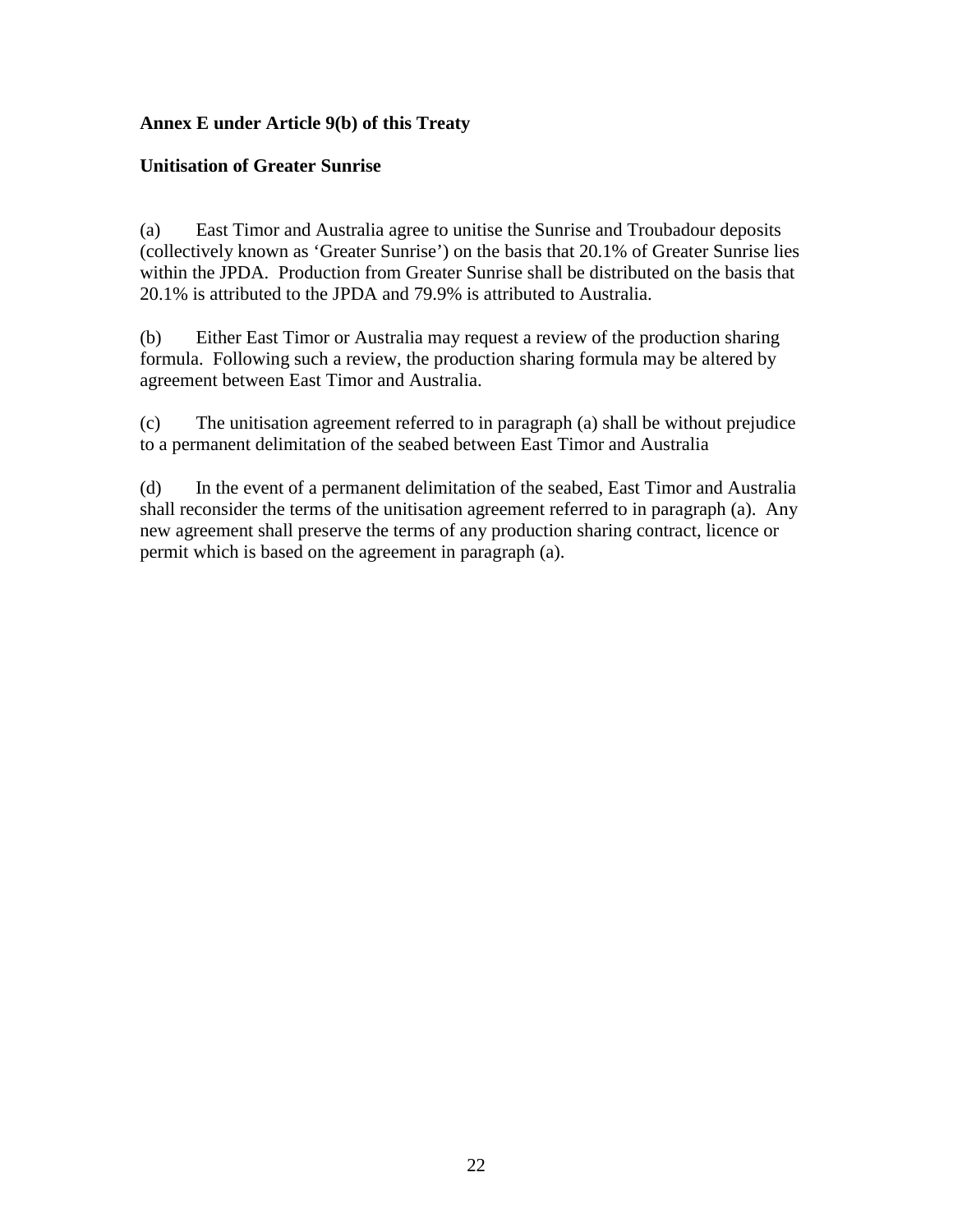**Annex E under Article 9(b) of this Treaty**

**Unitisation of Greater Sunrise**

(a) East Timor and Australia agree to unitise the Sunrise and Troubadour deposits (collectively known as 'Greater Sunrise') on the basis that 20.1% of Greater Sunrise lies within the JPDA. Production from Greater Sunrise shall be distributed on the basis that 20.1% is attributed to the JPDA and 79.9% is attributed to Australia.

(b) Either East Timor or Australia may request a review of the production sharing formula. Following such a review, the production sharing formula may be altered by agreement between East Timor and Australia.

(c) The unitisation agreement referred to in paragraph (a) shall be without prejudice to a permanent delimitation of the seabed between East Timor and Australia

(d) In the event of a permanent delimitation of the seabed, East Timor and Australia shall reconsider the terms of the unitisation agreement referred to in paragraph (a). Any new agreement shall preserve the terms of any production sharing contract, licence or permit which is based on the agreement in paragraph (a).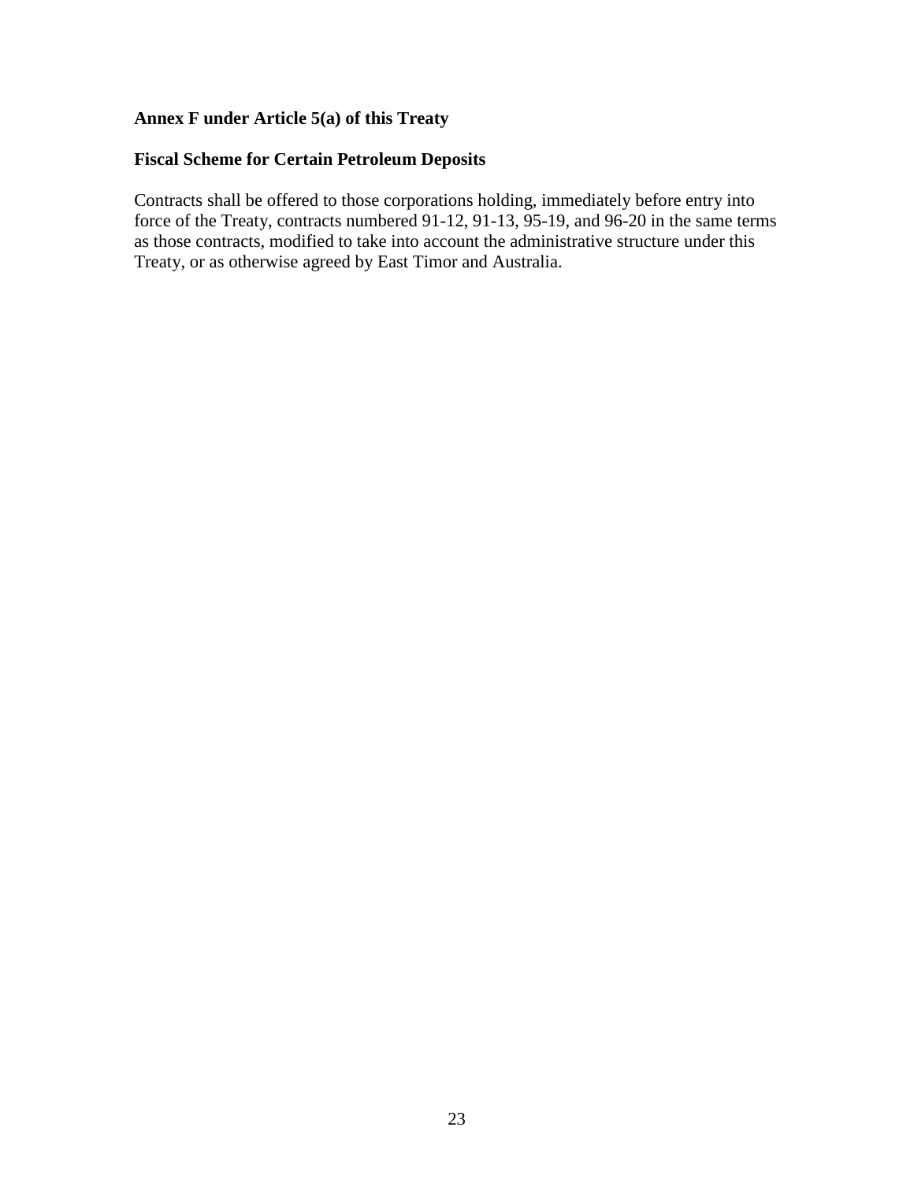**Annex F under Article 5(a) of this Treaty**

**Fiscal Scheme for Certain Petroleum Deposits**

Contracts shall be offered to those corporations holding, immediately before entry into force of the Treaty, contracts numbered 91-12, 91-13, 95-19, and 96-20 in the same terms as those contracts, modified to take into account the administrative structure under this Treaty, or as otherwise agreed by East Timor and Australia.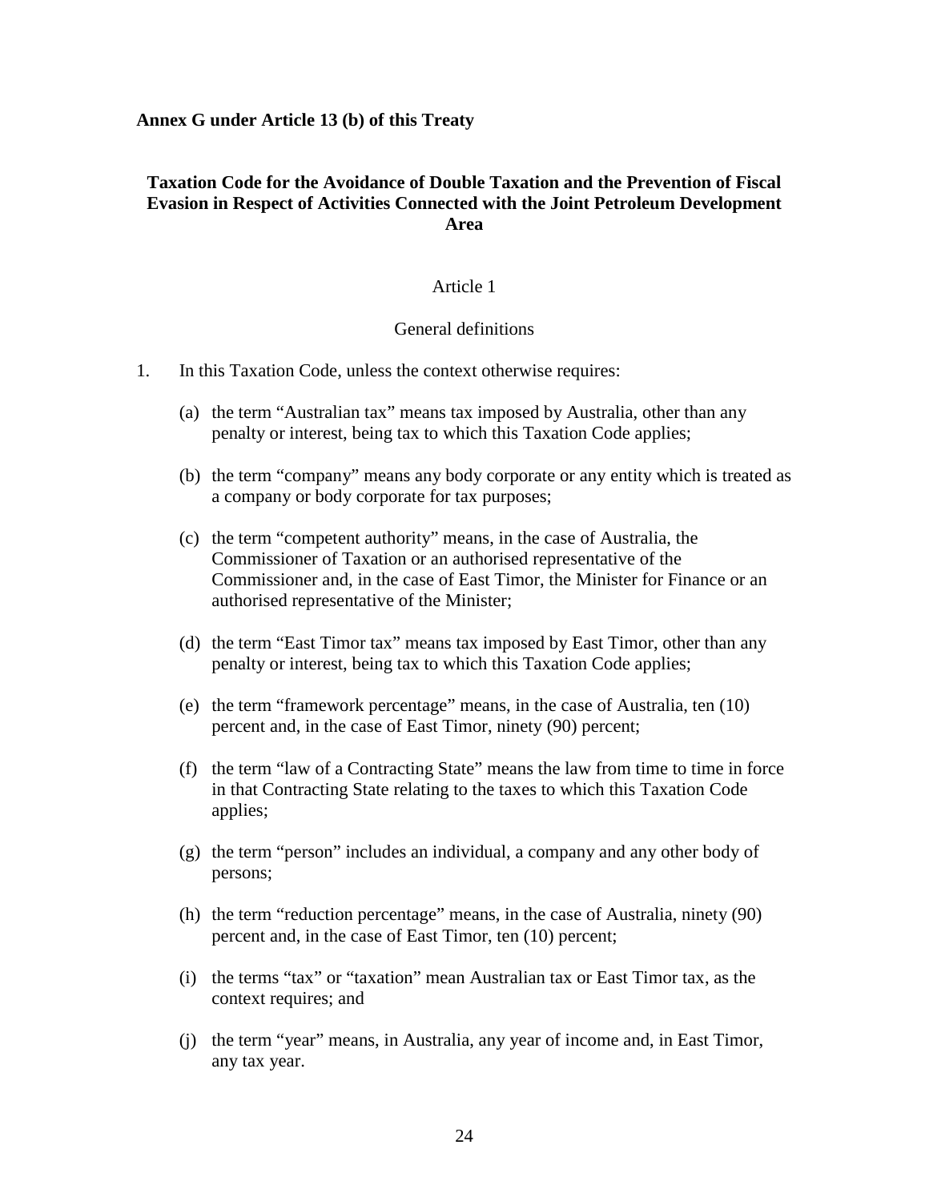**Annex G under Article 13 (b) of this Treaty**

## Taxation Code for the Avoidance of Double Taxation and the Prevention of Fiscal Evasion in Respect of Activities Connected with the Joint Petroleum Development Area

### Article 1

### General definitions

1. In this Taxation Code, unless the context otherwise requires:

   (a) the term "Australian tax" means tax imposed by Australia, other than any penalty or interest, being tax to which this Taxation Code applies;

   (b) the term "company" means any body corporate or any entity which is treated as a company or body corporate for tax purposes;

   (c) the term "competent authority" means, in the case of Australia, the Commissioner of Taxation or an authorised representative of the Commissioner and, in the case of East Timor, the Minister for Finance or an authorised representative of the Minister;

   (d) the term "East Timor tax" means tax imposed by East Timor, other than any penalty or interest, being tax to which this Taxation Code applies;

   (e) the term "framework percentage" means, in the case of Australia, ten (10) percent and, in the case of East Timor, ninety (90) percent;

   (f) the term "law of a Contracting State" means the law from time to time in force in that Contracting State relating to the taxes to which this Taxation Code applies;

   (g) the term "person" includes an individual, a company and any other body of persons;

   (h) the term "reduction percentage" means, in the case of Australia, ninety (90) percent and, in the case of East Timor, ten (10) percent;

   (i) the terms "tax" or "taxation" mean Australian tax or East Timor tax, as the context requires; and

   (j) the term "year" means, in Australia, any year of income and, in East Timor, any tax year.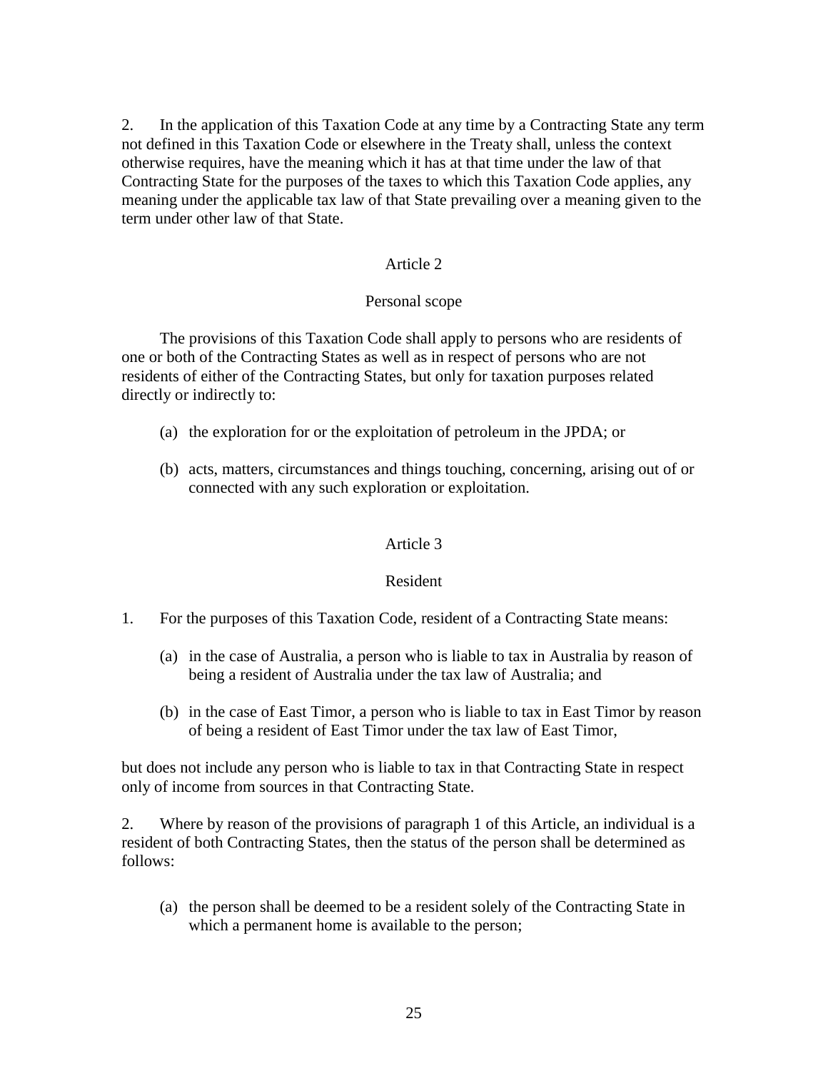2. In the application of this Taxation Code at any time by a Contracting State any term not defined in this Taxation Code or elsewhere in the Treaty shall, unless the context otherwise requires, have the meaning which it has at that time under the law of that Contracting State for the purposes of the taxes to which this Taxation Code applies, any meaning under the applicable tax law of that State prevailing over a meaning given to the term under other law of that State.

## Article 2

### Personal scope

The provisions of this Taxation Code shall apply to persons who are residents of one or both of the Contracting States as well as in respect of persons who are not residents of either of the Contracting States, but only for taxation purposes related directly or indirectly to:

(a) the exploration for or the exploitation of petroleum in the JPDA; or

(b) acts, matters, circumstances and things touching, concerning, arising out of or connected with any such exploration or exploitation.

## Article 3

### Resident

1. For the purposes of this Taxation Code, resident of a Contracting State means:

(a) in the case of Australia, a person who is liable to tax in Australia by reason of being a resident of Australia under the tax law of Australia; and

(b) in the case of East Timor, a person who is liable to tax in East Timor by reason of being a resident of East Timor under the tax law of East Timor,

but does not include any person who is liable to tax in that Contracting State in respect only of income from sources in that Contracting State.

2. Where by reason of the provisions of paragraph 1 of this Article, an individual is a resident of both Contracting States, then the status of the person shall be determined as follows:

(a) the person shall be deemed to be a resident solely of the Contracting State in which a permanent home is available to the person;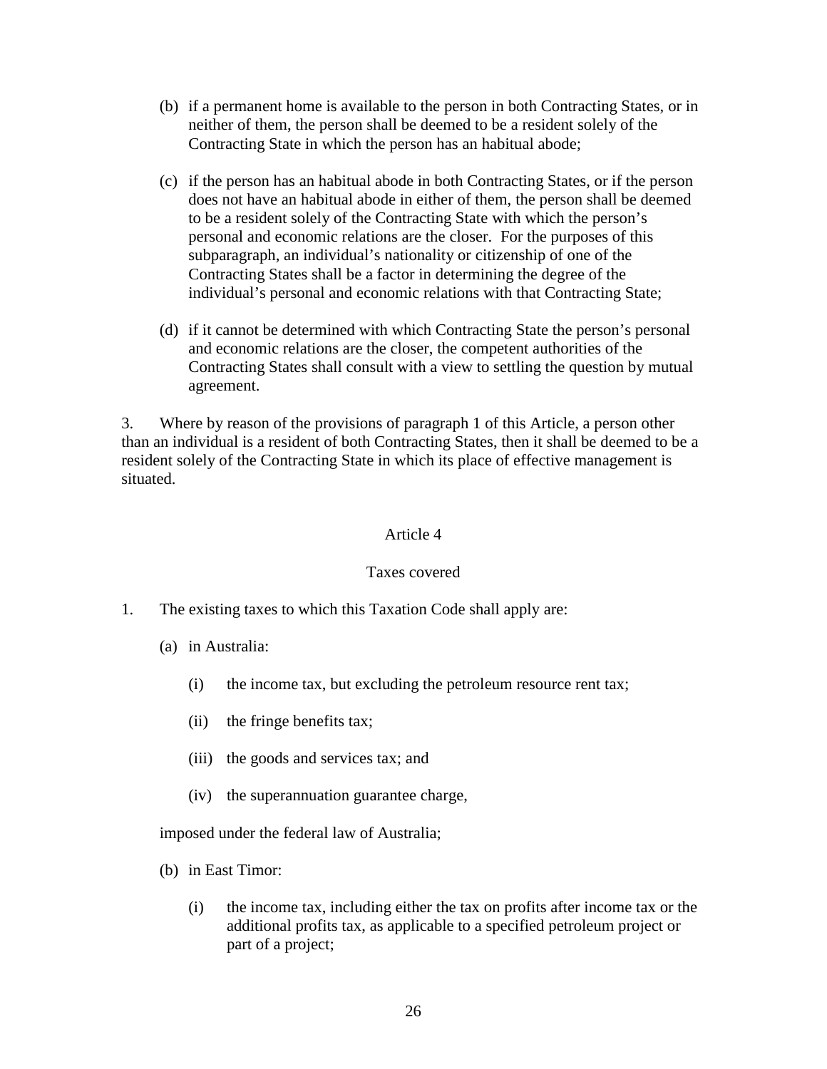(b) if a permanent home is available to the person in both Contracting States, or in neither of them, the person shall be deemed to be a resident solely of the Contracting State in which the person has an habitual abode;

(c) if the person has an habitual abode in both Contracting States, or if the person does not have an habitual abode in either of them, the person shall be deemed to be a resident solely of the Contracting State with which the person's personal and economic relations are the closer. For the purposes of this subparagraph, an individual's nationality or citizenship of one of the Contracting States shall be a factor in determining the degree of the individual's personal and economic relations with that Contracting State;

(d) if it cannot be determined with which Contracting State the person's personal and economic relations are the closer, the competent authorities of the Contracting States shall consult with a view to settling the question by mutual agreement.

3. Where by reason of the provisions of paragraph 1 of this Article, a person other than an individual is a resident of both Contracting States, then it shall be deemed to be a resident solely of the Contracting State in which its place of effective management is situated.

## Article 4

## Taxes covered

1. The existing taxes to which this Taxation Code shall apply are:

   (a) in Australia:

      (i) the income tax, but excluding the petroleum resource rent tax;

      (ii) the fringe benefits tax;

      (iii) the goods and services tax; and

      (iv) the superannuation guarantee charge,

   imposed under the federal law of Australia;

   (b) in East Timor:

      (i) the income tax, including either the tax on profits after income tax or the additional profits tax, as applicable to a specified petroleum project or part of a project;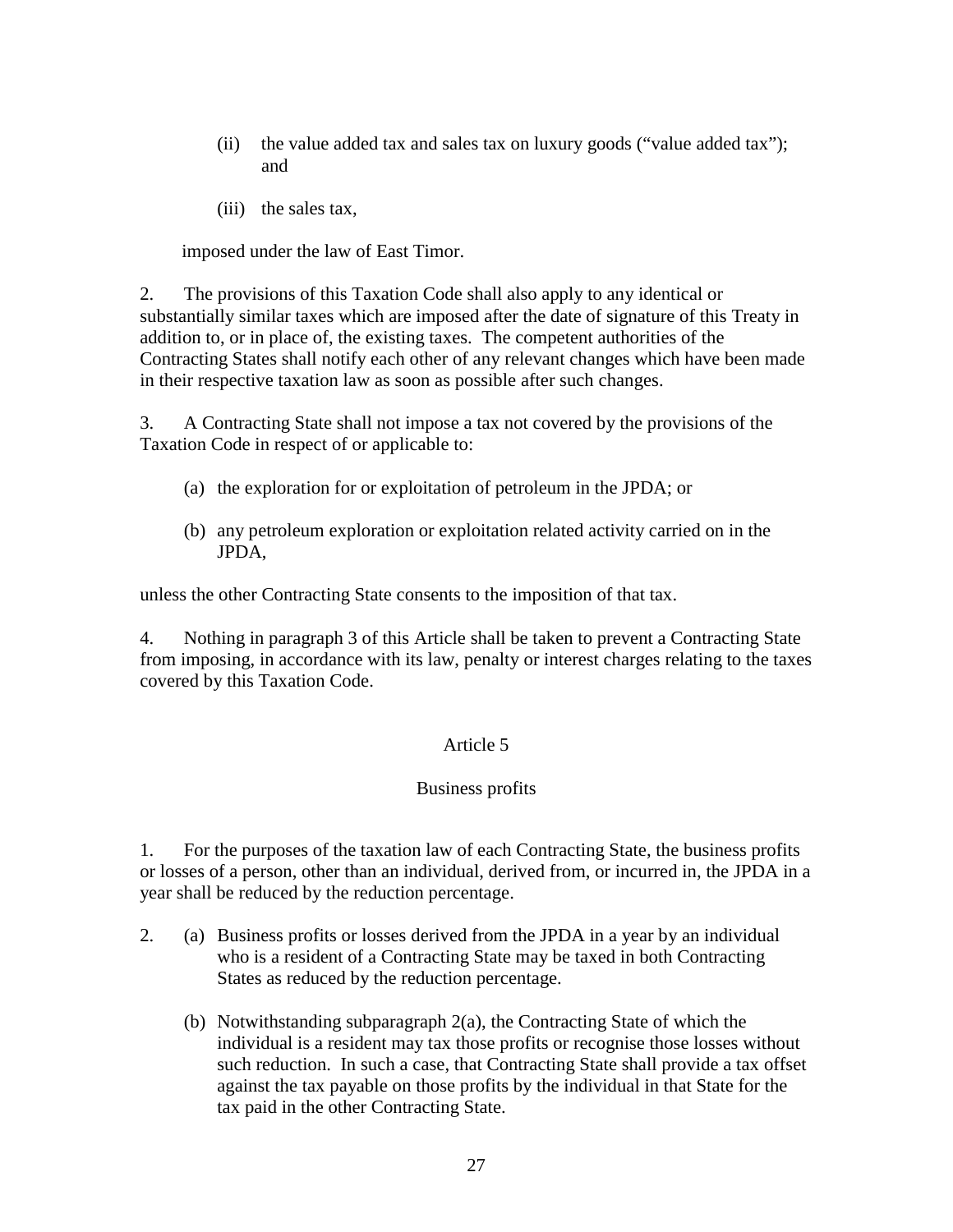(ii) the value added tax and sales tax on luxury goods ("value added tax"); and

(iii) the sales tax,

imposed under the law of East Timor.

2. The provisions of this Taxation Code shall also apply to any identical or substantially similar taxes which are imposed after the date of signature of this Treaty in addition to, or in place of, the existing taxes. The competent authorities of the Contracting States shall notify each other of any relevant changes which have been made in their respective taxation law as soon as possible after such changes.

3. A Contracting State shall not impose a tax not covered by the provisions of the Taxation Code in respect of or applicable to:

(a) the exploration for or exploitation of petroleum in the JPDA; or

(b) any petroleum exploration or exploitation related activity carried on in the JPDA,

unless the other Contracting State consents to the imposition of that tax.

4. Nothing in paragraph 3 of this Article shall be taken to prevent a Contracting State from imposing, in accordance with its law, penalty or interest charges relating to the taxes covered by this Taxation Code.

## Article 5

## Business profits

1. For the purposes of the taxation law of each Contracting State, the business profits or losses of a person, other than an individual, derived from, or incurred in, the JPDA in a year shall be reduced by the reduction percentage.

2. (a) Business profits or losses derived from the JPDA in a year by an individual who is a resident of a Contracting State may be taxed in both Contracting States as reduced by the reduction percentage.

(b) Notwithstanding subparagraph 2(a), the Contracting State of which the individual is a resident may tax those profits or recognise those losses without such reduction. In such a case, that Contracting State shall provide a tax offset against the tax payable on those profits by the individual in that State for the tax paid in the other Contracting State.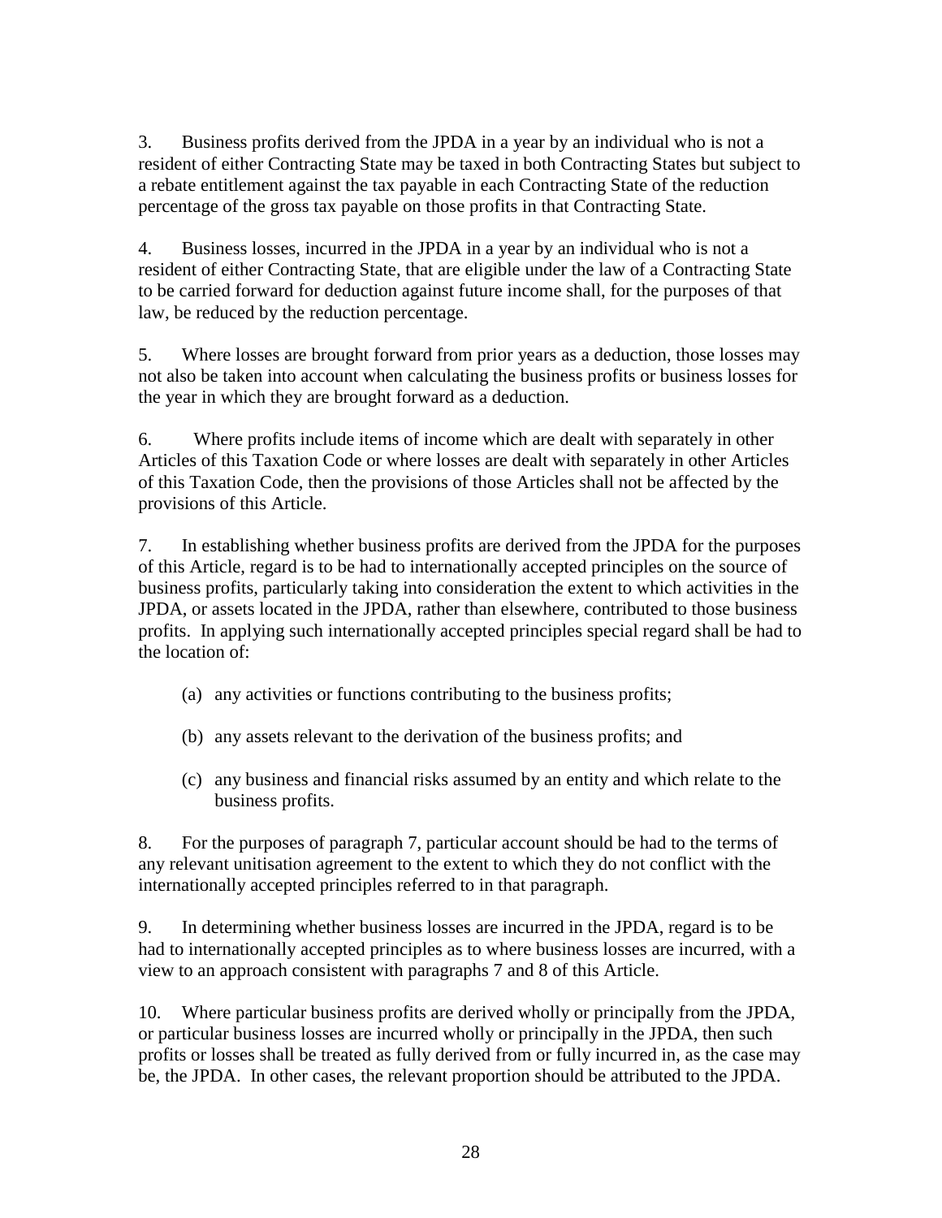3. Business profits derived from the JPDA in a year by an individual who is not a resident of either Contracting State may be taxed in both Contracting States but subject to a rebate entitlement against the tax payable in each Contracting State of the reduction percentage of the gross tax payable on those profits in that Contracting State.

4. Business losses, incurred in the JPDA in a year by an individual who is not a resident of either Contracting State, that are eligible under the law of a Contracting State to be carried forward for deduction against future income shall, for the purposes of that law, be reduced by the reduction percentage.

5. Where losses are brought forward from prior years as a deduction, those losses may not also be taken into account when calculating the business profits or business losses for the year in which they are brought forward as a deduction.

6. Where profits include items of income which are dealt with separately in other Articles of this Taxation Code or where losses are dealt with separately in other Articles of this Taxation Code, then the provisions of those Articles shall not be affected by the provisions of this Article.

7. In establishing whether business profits are derived from the JPDA for the purposes of this Article, regard is to be had to internationally accepted principles on the source of business profits, particularly taking into consideration the extent to which activities in the JPDA, or assets located in the JPDA, rather than elsewhere, contributed to those business profits. In applying such internationally accepted principles special regard shall be had to the location of:

(a) any activities or functions contributing to the business profits;

(b) any assets relevant to the derivation of the business profits; and

(c) any business and financial risks assumed by an entity and which relate to the business profits.

8. For the purposes of paragraph 7, particular account should be had to the terms of any relevant unitisation agreement to the extent to which they do not conflict with the internationally accepted principles referred to in that paragraph.

9. In determining whether business losses are incurred in the JPDA, regard is to be had to internationally accepted principles as to where business losses are incurred, with a view to an approach consistent with paragraphs 7 and 8 of this Article.

10. Where particular business profits are derived wholly or principally from the JPDA, or particular business losses are incurred wholly or principally in the JPDA, then such profits or losses shall be treated as fully derived from or fully incurred in, as the case may be, the JPDA. In other cases, the relevant proportion should be attributed to the JPDA.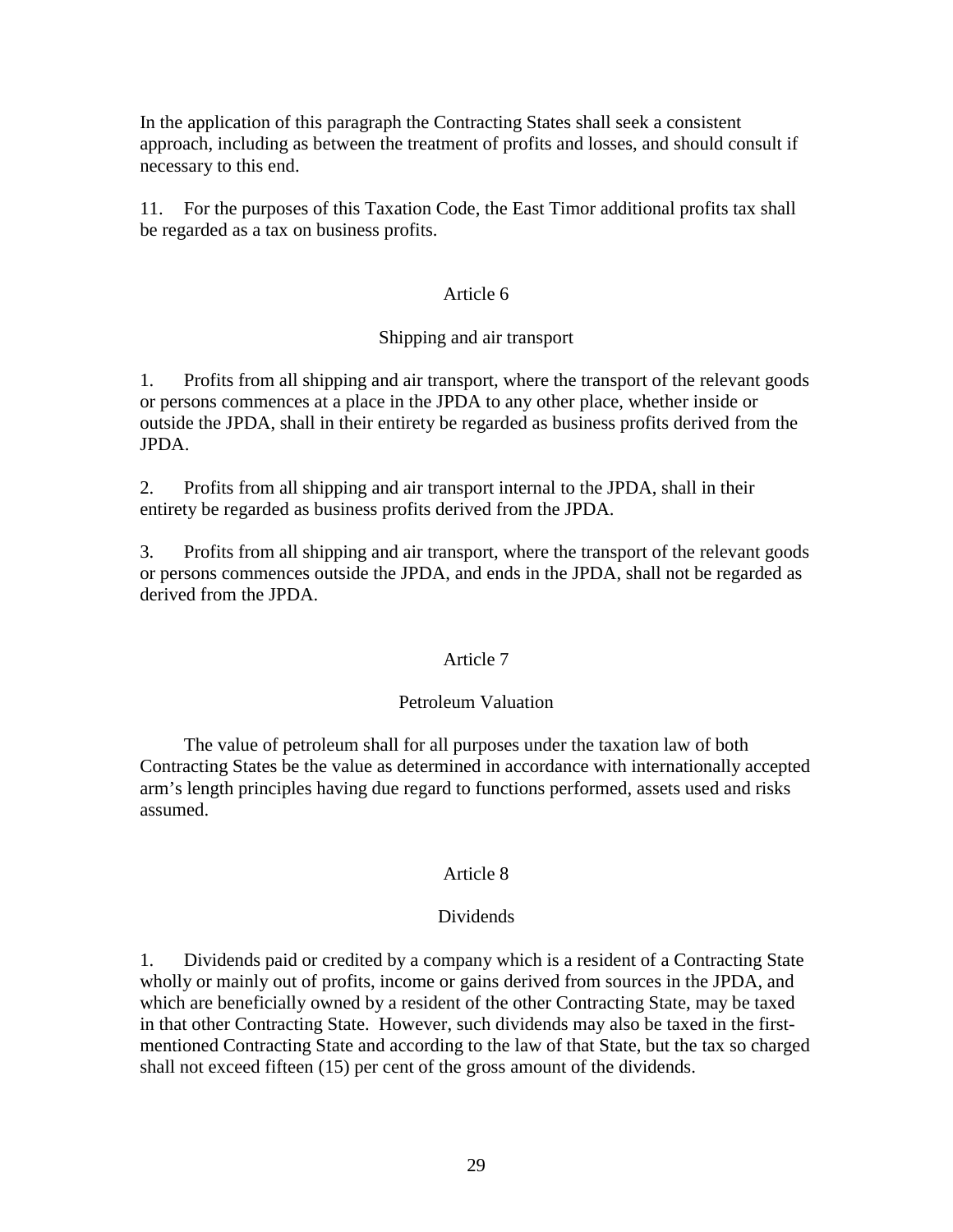In the application of this paragraph the Contracting States shall seek a consistent approach, including as between the treatment of profits and losses, and should consult if necessary to this end.

11. For the purposes of this Taxation Code, the East Timor additional profits tax shall be regarded as a tax on business profits.

## Article 6

### Shipping and air transport

1. Profits from all shipping and air transport, where the transport of the relevant goods or persons commences at a place in the JPDA to any other place, whether inside or outside the JPDA, shall in their entirety be regarded as business profits derived from the JPDA.

2. Profits from all shipping and air transport internal to the JPDA, shall in their entirety be regarded as business profits derived from the JPDA.

3. Profits from all shipping and air transport, where the transport of the relevant goods or persons commences outside the JPDA, and ends in the JPDA, shall not be regarded as derived from the JPDA.

## Article 7

### Petroleum Valuation

The value of petroleum shall for all purposes under the taxation law of both Contracting States be the value as determined in accordance with internationally accepted arm's length principles having due regard to functions performed, assets used and risks assumed.

## Article 8

### Dividends

1. Dividends paid or credited by a company which is a resident of a Contracting State wholly or mainly out of profits, income or gains derived from sources in the JPDA, and which are beneficially owned by a resident of the other Contracting State, may be taxed in that other Contracting State. However, such dividends may also be taxed in the first-mentioned Contracting State and according to the law of that State, but the tax so charged shall not exceed fifteen (15) per cent of the gross amount of the dividends.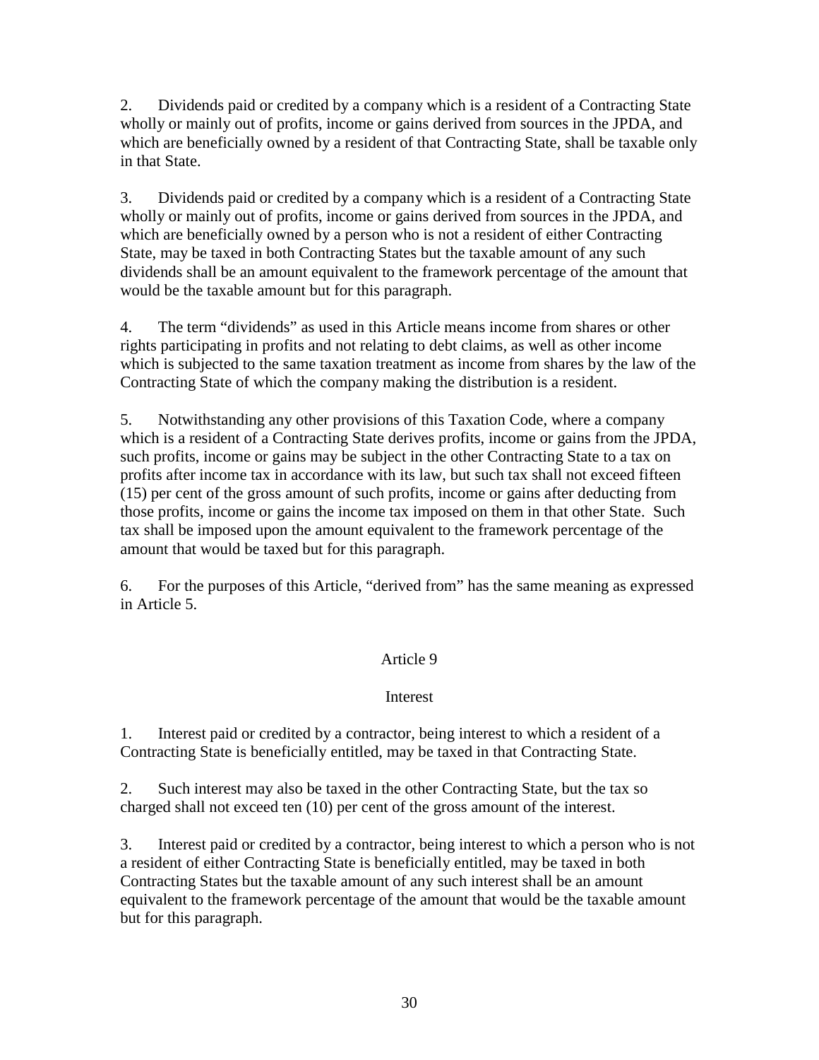2. Dividends paid or credited by a company which is a resident of a Contracting State wholly or mainly out of profits, income or gains derived from sources in the JPDA, and which are beneficially owned by a resident of that Contracting State, shall be taxable only in that State.

3. Dividends paid or credited by a company which is a resident of a Contracting State wholly or mainly out of profits, income or gains derived from sources in the JPDA, and which are beneficially owned by a person who is not a resident of either Contracting State, may be taxed in both Contracting States but the taxable amount of any such dividends shall be an amount equivalent to the framework percentage of the amount that would be the taxable amount but for this paragraph.

4. The term "dividends" as used in this Article means income from shares or other rights participating in profits and not relating to debt claims, as well as other income which is subjected to the same taxation treatment as income from shares by the law of the Contracting State of which the company making the distribution is a resident.

5. Notwithstanding any other provisions of this Taxation Code, where a company which is a resident of a Contracting State derives profits, income or gains from the JPDA, such profits, income or gains may be subject in the other Contracting State to a tax on profits after income tax in accordance with its law, but such tax shall not exceed fifteen (15) per cent of the gross amount of such profits, income or gains after deducting from those profits, income or gains the income tax imposed on them in that other State. Such tax shall be imposed upon the amount equivalent to the framework percentage of the amount that would be taxed but for this paragraph.

6. For the purposes of this Article, "derived from" has the same meaning as expressed in Article 5.

## Article 9

### Interest

1. Interest paid or credited by a contractor, being interest to which a resident of a Contracting State is beneficially entitled, may be taxed in that Contracting State.

2. Such interest may also be taxed in the other Contracting State, but the tax so charged shall not exceed ten (10) per cent of the gross amount of the interest.

3. Interest paid or credited by a contractor, being interest to which a person who is not a resident of either Contracting State is beneficially entitled, may be taxed in both Contracting States but the taxable amount of any such interest shall be an amount equivalent to the framework percentage of the amount that would be the taxable amount but for this paragraph.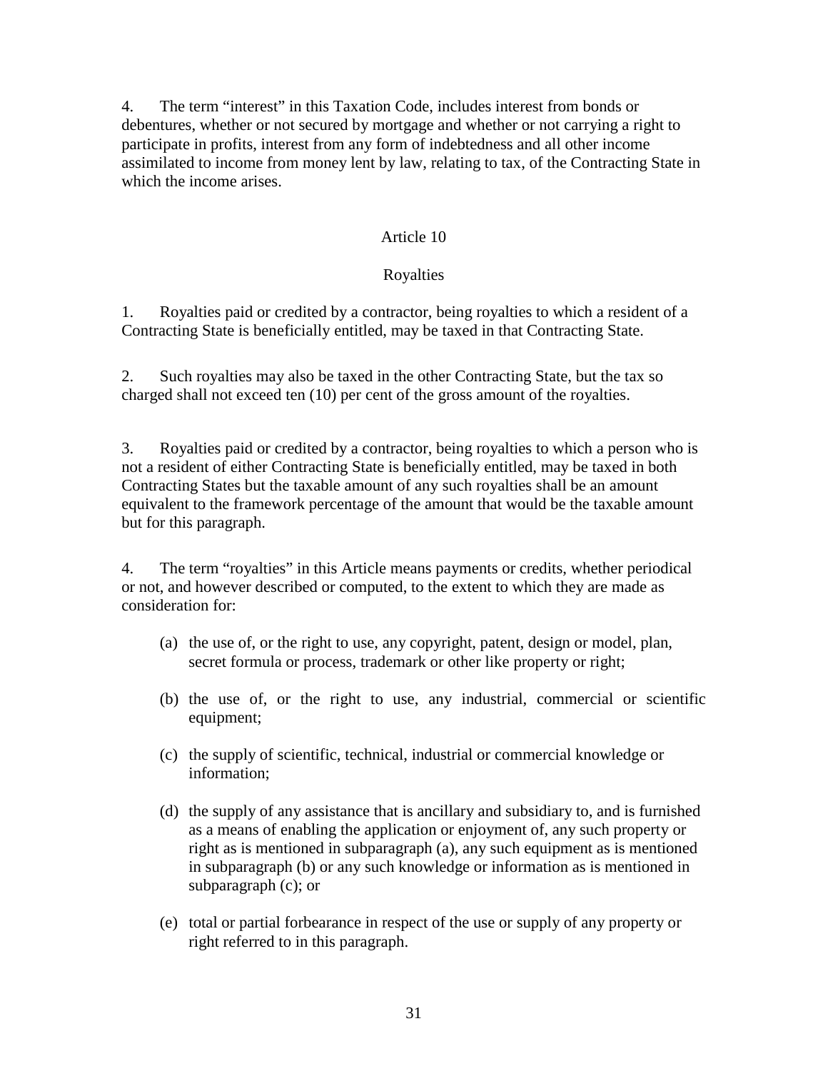4. The term "interest" in this Taxation Code, includes interest from bonds or debentures, whether or not secured by mortgage and whether or not carrying a right to participate in profits, interest from any form of indebtedness and all other income assimilated to income from money lent by law, relating to tax, of the Contracting State in which the income arises.

## Article 10

## Royalties

1. Royalties paid or credited by a contractor, being royalties to which a resident of a Contracting State is beneficially entitled, may be taxed in that Contracting State.

2. Such royalties may also be taxed in the other Contracting State, but the tax so charged shall not exceed ten (10) per cent of the gross amount of the royalties.

3. Royalties paid or credited by a contractor, being royalties to which a person who is not a resident of either Contracting State is beneficially entitled, may be taxed in both Contracting States but the taxable amount of any such royalties shall be an amount equivalent to the framework percentage of the amount that would be the taxable amount but for this paragraph.

4. The term "royalties" in this Article means payments or credits, whether periodical or not, and however described or computed, to the extent to which they are made as consideration for:

(a) the use of, or the right to use, any copyright, patent, design or model, plan, secret formula or process, trademark or other like property or right;

(b) the use of, or the right to use, any industrial, commercial or scientific equipment;

(c) the supply of scientific, technical, industrial or commercial knowledge or information;

(d) the supply of any assistance that is ancillary and subsidiary to, and is furnished as a means of enabling the application or enjoyment of, any such property or right as is mentioned in subparagraph (a), any such equipment as is mentioned in subparagraph (b) or any such knowledge or information as is mentioned in subparagraph (c); or

(e) total or partial forbearance in respect of the use or supply of any property or right referred to in this paragraph.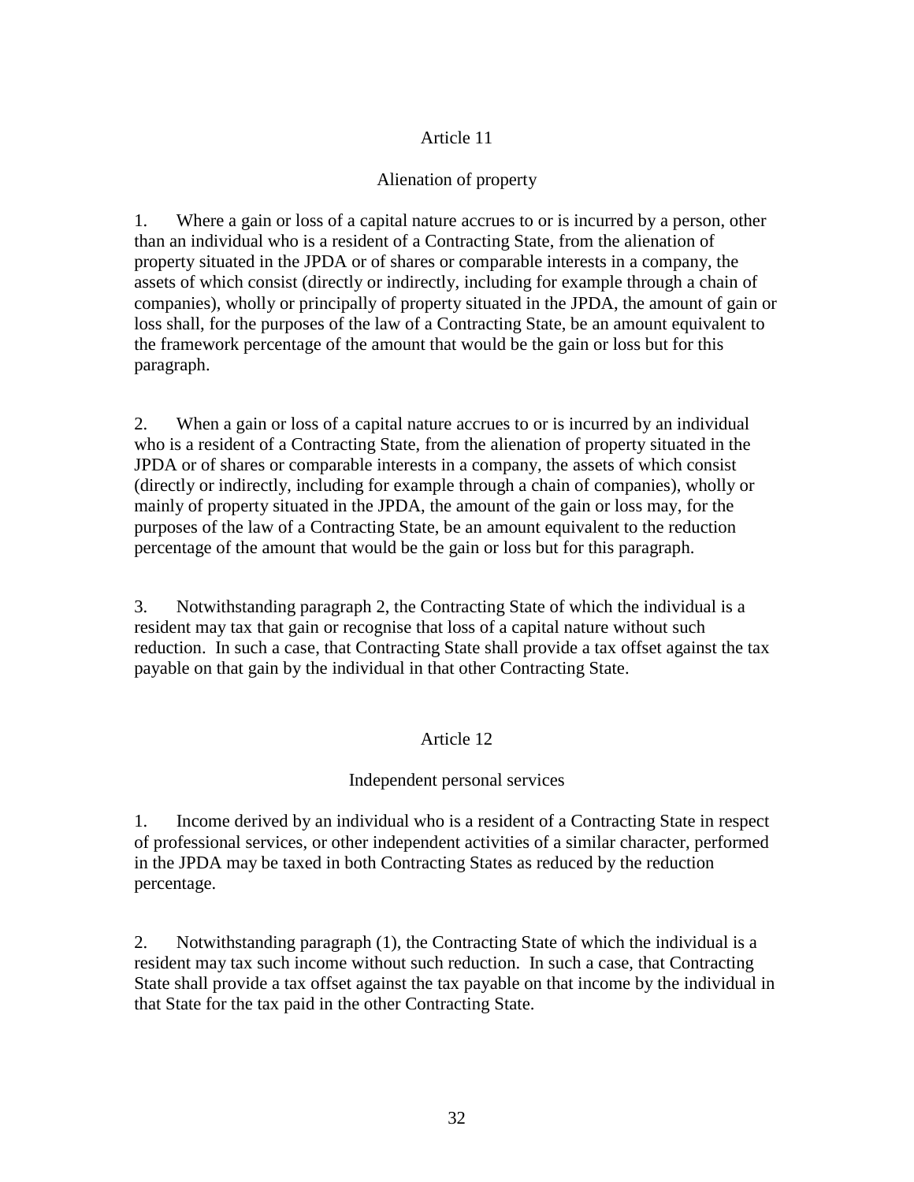## Article 11

### Alienation of property

1. Where a gain or loss of a capital nature accrues to or is incurred by a person, other than an individual who is a resident of a Contracting State, from the alienation of property situated in the JPDA or of shares or comparable interests in a company, the assets of which consist (directly or indirectly, including for example through a chain of companies), wholly or principally of property situated in the JPDA, the amount of gain or loss shall, for the purposes of the law of a Contracting State, be an amount equivalent to the framework percentage of the amount that would be the gain or loss but for this paragraph.

2. When a gain or loss of a capital nature accrues to or is incurred by an individual who is a resident of a Contracting State, from the alienation of property situated in the JPDA or of shares or comparable interests in a company, the assets of which consist (directly or indirectly, including for example through a chain of companies), wholly or mainly of property situated in the JPDA, the amount of the gain or loss may, for the purposes of the law of a Contracting State, be an amount equivalent to the reduction percentage of the amount that would be the gain or loss but for this paragraph.

3. Notwithstanding paragraph 2, the Contracting State of which the individual is a resident may tax that gain or recognise that loss of a capital nature without such reduction. In such a case, that Contracting State shall provide a tax offset against the tax payable on that gain by the individual in that other Contracting State.

## Article 12

### Independent personal services

1. Income derived by an individual who is a resident of a Contracting State in respect of professional services, or other independent activities of a similar character, performed in the JPDA may be taxed in both Contracting States as reduced by the reduction percentage.

2. Notwithstanding paragraph (1), the Contracting State of which the individual is a resident may tax such income without such reduction. In such a case, that Contracting State shall provide a tax offset against the tax payable on that income by the individual in that State for the tax paid in the other Contracting State.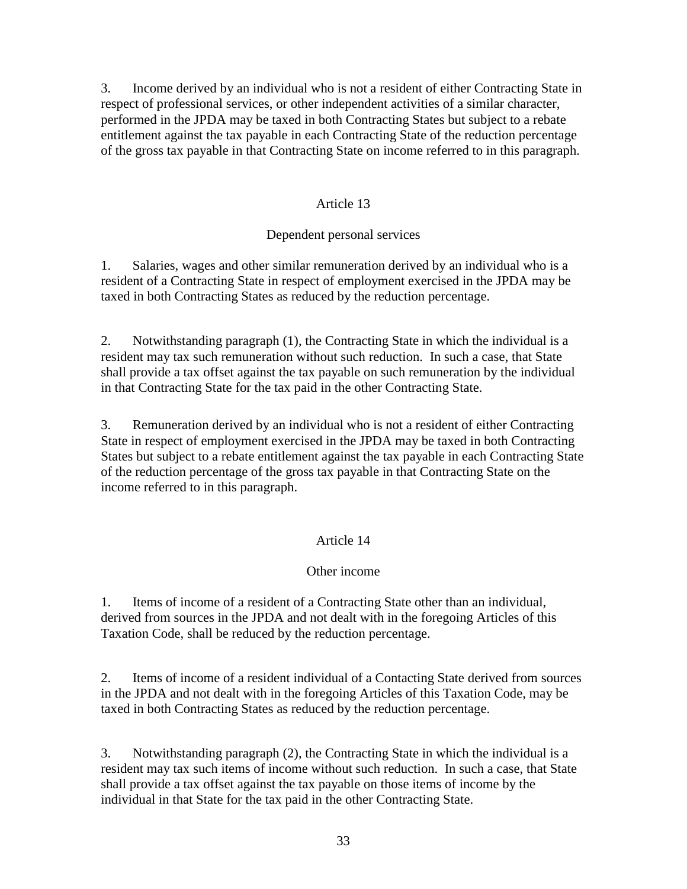3. Income derived by an individual who is not a resident of either Contracting State in respect of professional services, or other independent activities of a similar character, performed in the JPDA may be taxed in both Contracting States but subject to a rebate entitlement against the tax payable in each Contracting State of the reduction percentage of the gross tax payable in that Contracting State on income referred to in this paragraph.

## Article 13

### Dependent personal services

1. Salaries, wages and other similar remuneration derived by an individual who is a resident of a Contracting State in respect of employment exercised in the JPDA may be taxed in both Contracting States as reduced by the reduction percentage.

2. Notwithstanding paragraph (1), the Contracting State in which the individual is a resident may tax such remuneration without such reduction. In such a case, that State shall provide a tax offset against the tax payable on such remuneration by the individual in that Contracting State for the tax paid in the other Contracting State.

3. Remuneration derived by an individual who is not a resident of either Contracting State in respect of employment exercised in the JPDA may be taxed in both Contracting States but subject to a rebate entitlement against the tax payable in each Contracting State of the reduction percentage of the gross tax payable in that Contracting State on the income referred to in this paragraph.

## Article 14

### Other income

1. Items of income of a resident of a Contracting State other than an individual, derived from sources in the JPDA and not dealt with in the foregoing Articles of this Taxation Code, shall be reduced by the reduction percentage.

2. Items of income of a resident individual of a Contacting State derived from sources in the JPDA and not dealt with in the foregoing Articles of this Taxation Code, may be taxed in both Contracting States as reduced by the reduction percentage.

3. Notwithstanding paragraph (2), the Contracting State in which the individual is a resident may tax such items of income without such reduction. In such a case, that State shall provide a tax offset against the tax payable on those items of income by the individual in that State for the tax paid in the other Contracting State.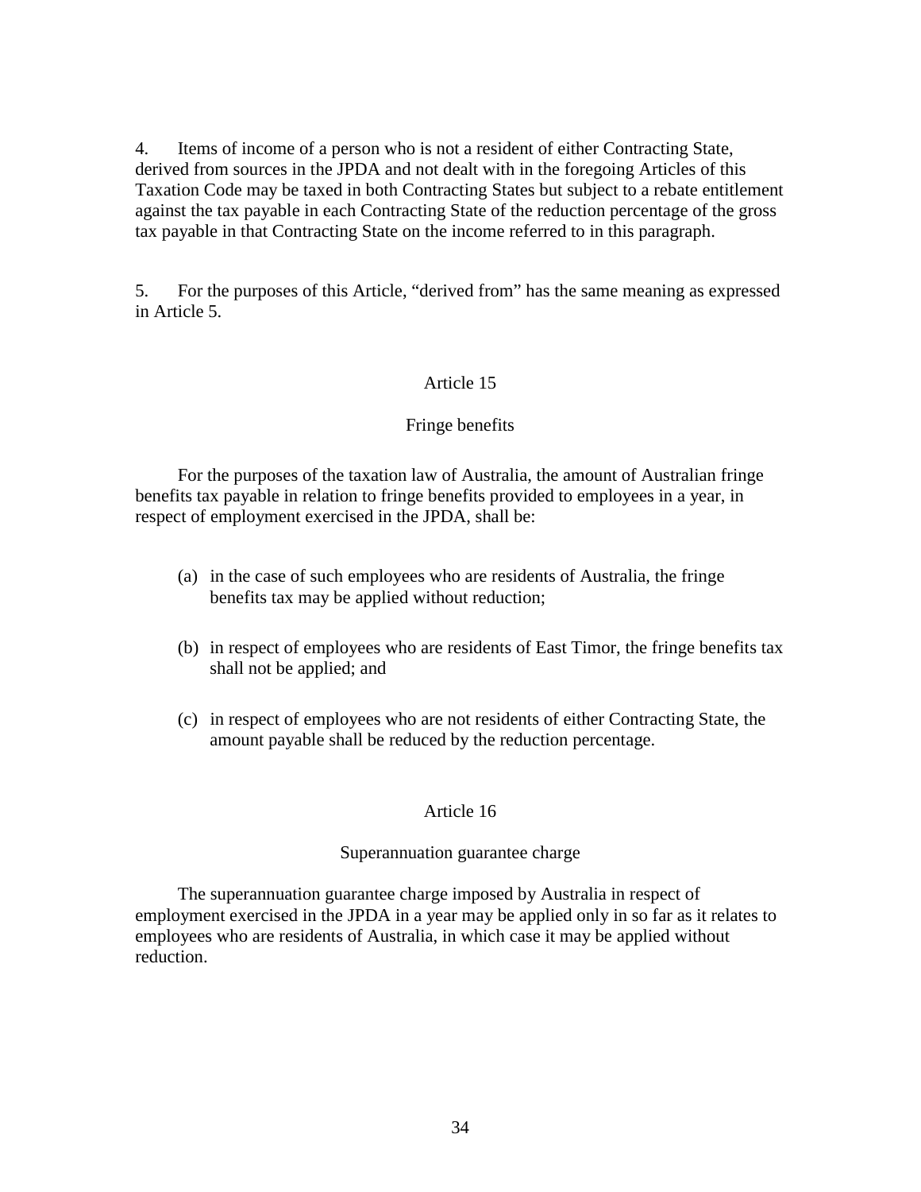4. Items of income of a person who is not a resident of either Contracting State, derived from sources in the JPDA and not dealt with in the foregoing Articles of this Taxation Code may be taxed in both Contracting States but subject to a rebate entitlement against the tax payable in each Contracting State of the reduction percentage of the gross tax payable in that Contracting State on the income referred to in this paragraph.

5. For the purposes of this Article, "derived from" has the same meaning as expressed in Article 5.

## Article 15

### Fringe benefits

For the purposes of the taxation law of Australia, the amount of Australian fringe benefits tax payable in relation to fringe benefits provided to employees in a year, in respect of employment exercised in the JPDA, shall be:

(a) in the case of such employees who are residents of Australia, the fringe benefits tax may be applied without reduction;

(b) in respect of employees who are residents of East Timor, the fringe benefits tax shall not be applied; and

(c) in respect of employees who are not residents of either Contracting State, the amount payable shall be reduced by the reduction percentage.

## Article 16

### Superannuation guarantee charge

The superannuation guarantee charge imposed by Australia in respect of employment exercised in the JPDA in a year may be applied only in so far as it relates to employees who are residents of Australia, in which case it may be applied without reduction.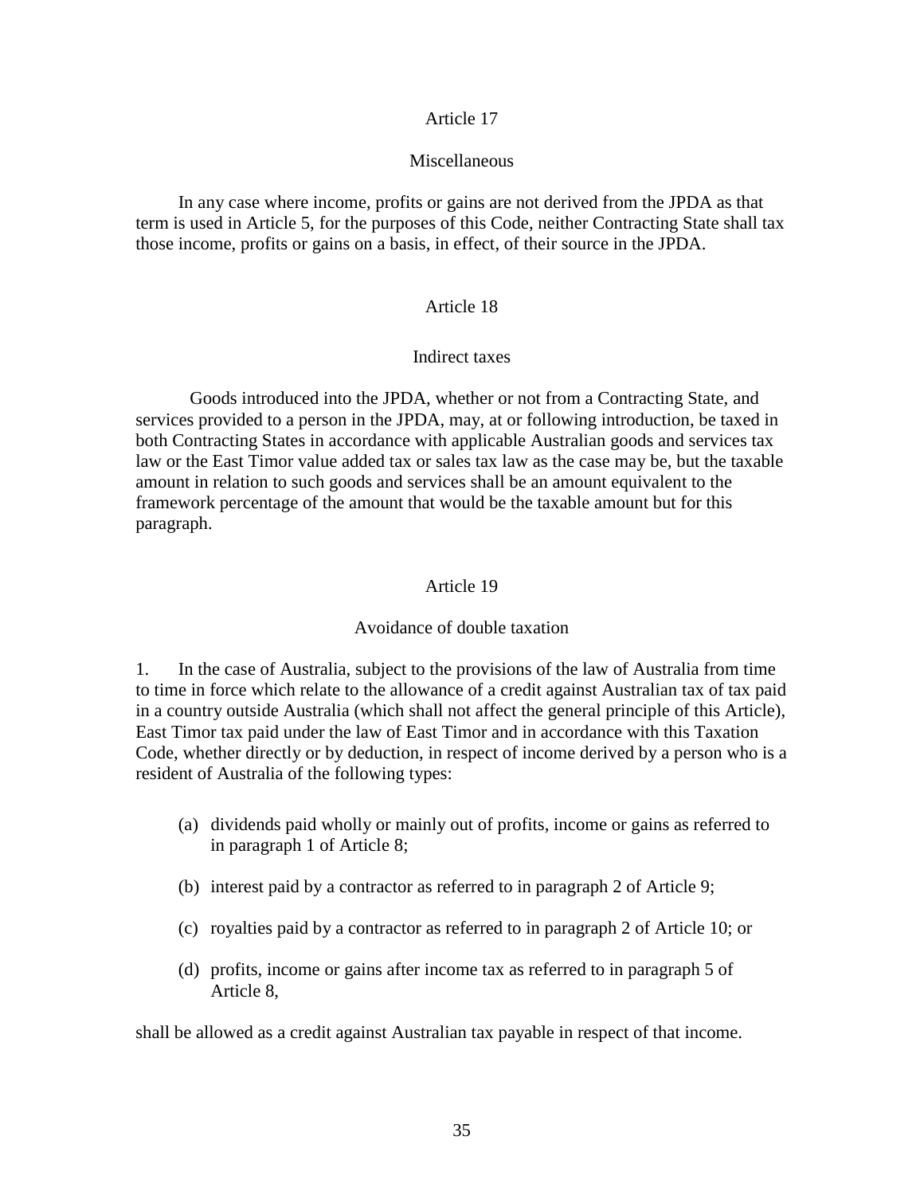## Article 17

### Miscellaneous

In any case where income, profits or gains are not derived from the JPDA as that term is used in Article 5, for the purposes of this Code, neither Contracting State shall tax those income, profits or gains on a basis, in effect, of their source in the JPDA.

## Article 18

### Indirect taxes

Goods introduced into the JPDA, whether or not from a Contracting State, and services provided to a person in the JPDA, may, at or following introduction, be taxed in both Contracting States in accordance with applicable Australian goods and services tax law or the East Timor value added tax or sales tax law as the case may be, but the taxable amount in relation to such goods and services shall be an amount equivalent to the framework percentage of the amount that would be the taxable amount but for this paragraph.

## Article 19

### Avoidance of double taxation

1. In the case of Australia, subject to the provisions of the law of Australia from time to time in force which relate to the allowance of a credit against Australian tax of tax paid in a country outside Australia (which shall not affect the general principle of this Article), East Timor tax paid under the law of East Timor and in accordance with this Taxation Code, whether directly or by deduction, in respect of income derived by a person who is a resident of Australia of the following types:

   (a) dividends paid wholly or mainly out of profits, income or gains as referred to in paragraph 1 of Article 8;

   (b) interest paid by a contractor as referred to in paragraph 2 of Article 9;

   (c) royalties paid by a contractor as referred to in paragraph 2 of Article 10; or

   (d) profits, income or gains after income tax as referred to in paragraph 5 of Article 8,

shall be allowed as a credit against Australian tax payable in respect of that income.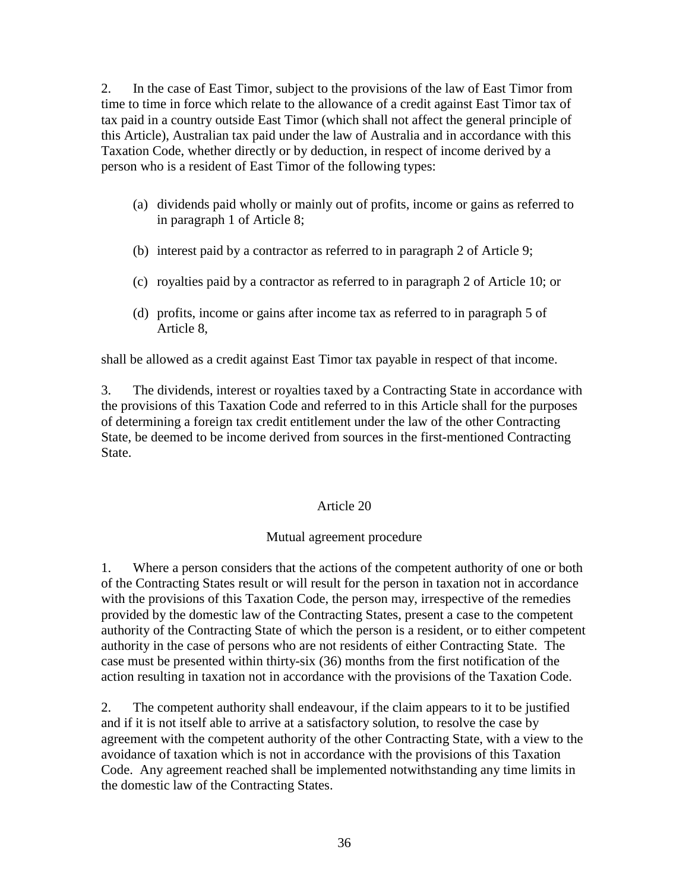2. In the case of East Timor, subject to the provisions of the law of East Timor from time to time in force which relate to the allowance of a credit against East Timor tax of tax paid in a country outside East Timor (which shall not affect the general principle of this Article), Australian tax paid under the law of Australia and in accordance with this Taxation Code, whether directly or by deduction, in respect of income derived by a person who is a resident of East Timor of the following types:

(a) dividends paid wholly or mainly out of profits, income or gains as referred to in paragraph 1 of Article 8;

(b) interest paid by a contractor as referred to in paragraph 2 of Article 9;

(c) royalties paid by a contractor as referred to in paragraph 2 of Article 10; or

(d) profits, income or gains after income tax as referred to in paragraph 5 of Article 8,

shall be allowed as a credit against East Timor tax payable in respect of that income.

3. The dividends, interest or royalties taxed by a Contracting State in accordance with the provisions of this Taxation Code and referred to in this Article shall for the purposes of determining a foreign tax credit entitlement under the law of the other Contracting State, be deemed to be income derived from sources in the first-mentioned Contracting State.

## Article 20

### Mutual agreement procedure

1. Where a person considers that the actions of the competent authority of one or both of the Contracting States result or will result for the person in taxation not in accordance with the provisions of this Taxation Code, the person may, irrespective of the remedies provided by the domestic law of the Contracting States, present a case to the competent authority of the Contracting State of which the person is a resident, or to either competent authority in the case of persons who are not residents of either Contracting State. The case must be presented within thirty-six (36) months from the first notification of the action resulting in taxation not in accordance with the provisions of the Taxation Code.

2. The competent authority shall endeavour, if the claim appears to it to be justified and if it is not itself able to arrive at a satisfactory solution, to resolve the case by agreement with the competent authority of the other Contracting State, with a view to the avoidance of taxation which is not in accordance with the provisions of this Taxation Code. Any agreement reached shall be implemented notwithstanding any time limits in the domestic law of the Contracting States.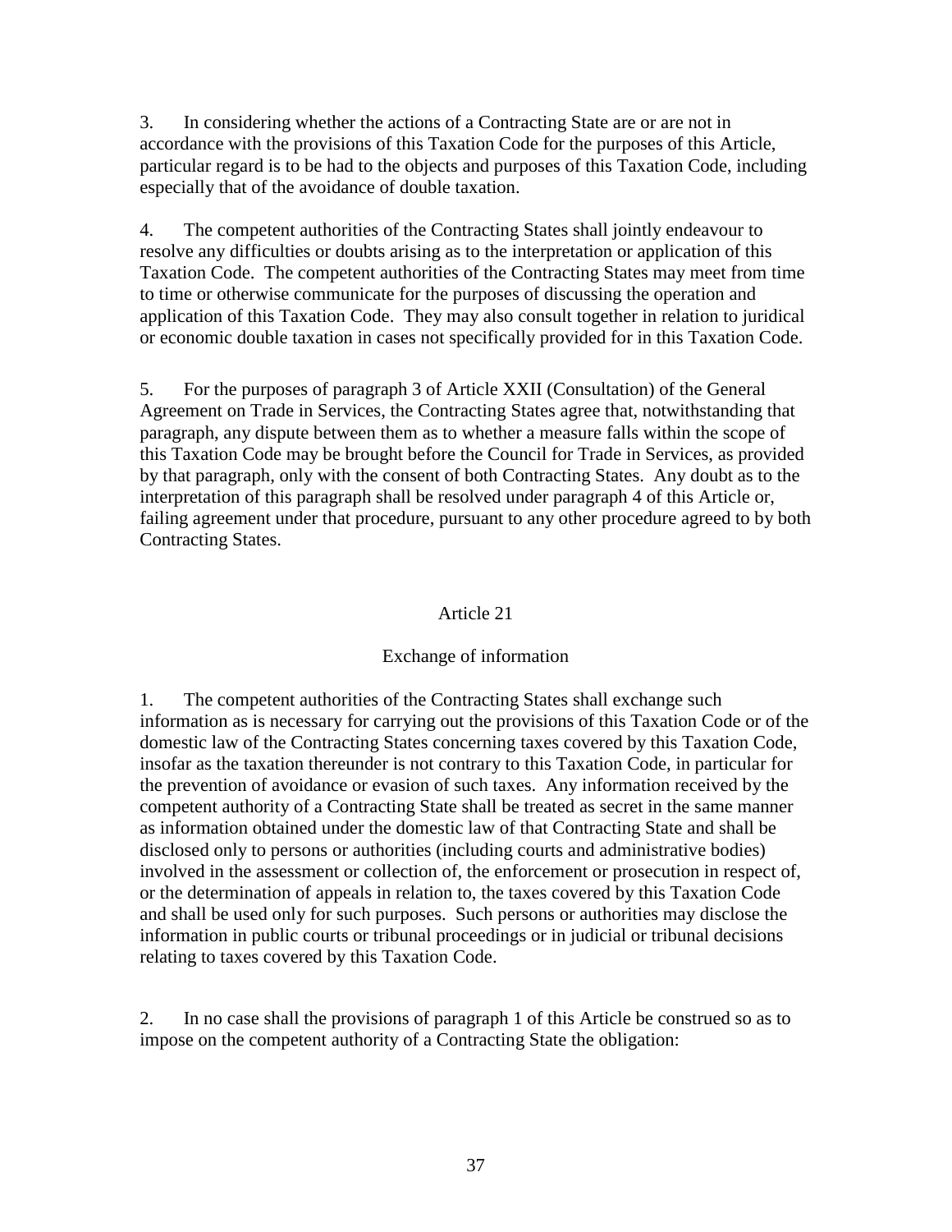3. In considering whether the actions of a Contracting State are or are not in accordance with the provisions of this Taxation Code for the purposes of this Article, particular regard is to be had to the objects and purposes of this Taxation Code, including especially that of the avoidance of double taxation.

4. The competent authorities of the Contracting States shall jointly endeavour to resolve any difficulties or doubts arising as to the interpretation or application of this Taxation Code. The competent authorities of the Contracting States may meet from time to time or otherwise communicate for the purposes of discussing the operation and application of this Taxation Code. They may also consult together in relation to juridical or economic double taxation in cases not specifically provided for in this Taxation Code.

5. For the purposes of paragraph 3 of Article XXII (Consultation) of the General Agreement on Trade in Services, the Contracting States agree that, notwithstanding that paragraph, any dispute between them as to whether a measure falls within the scope of this Taxation Code may be brought before the Council for Trade in Services, as provided by that paragraph, only with the consent of both Contracting States. Any doubt as to the interpretation of this paragraph shall be resolved under paragraph 4 of this Article or, failing agreement under that procedure, pursuant to any other procedure agreed to by both Contracting States.

## Article 21

### Exchange of information

1. The competent authorities of the Contracting States shall exchange such information as is necessary for carrying out the provisions of this Taxation Code or of the domestic law of the Contracting States concerning taxes covered by this Taxation Code, insofar as the taxation thereunder is not contrary to this Taxation Code, in particular for the prevention of avoidance or evasion of such taxes. Any information received by the competent authority of a Contracting State shall be treated as secret in the same manner as information obtained under the domestic law of that Contracting State and shall be disclosed only to persons or authorities (including courts and administrative bodies) involved in the assessment or collection of, the enforcement or prosecution in respect of, or the determination of appeals in relation to, the taxes covered by this Taxation Code and shall be used only for such purposes. Such persons or authorities may disclose the information in public courts or tribunal proceedings or in judicial or tribunal decisions relating to taxes covered by this Taxation Code.

2. In no case shall the provisions of paragraph 1 of this Article be construed so as to impose on the competent authority of a Contracting State the obligation: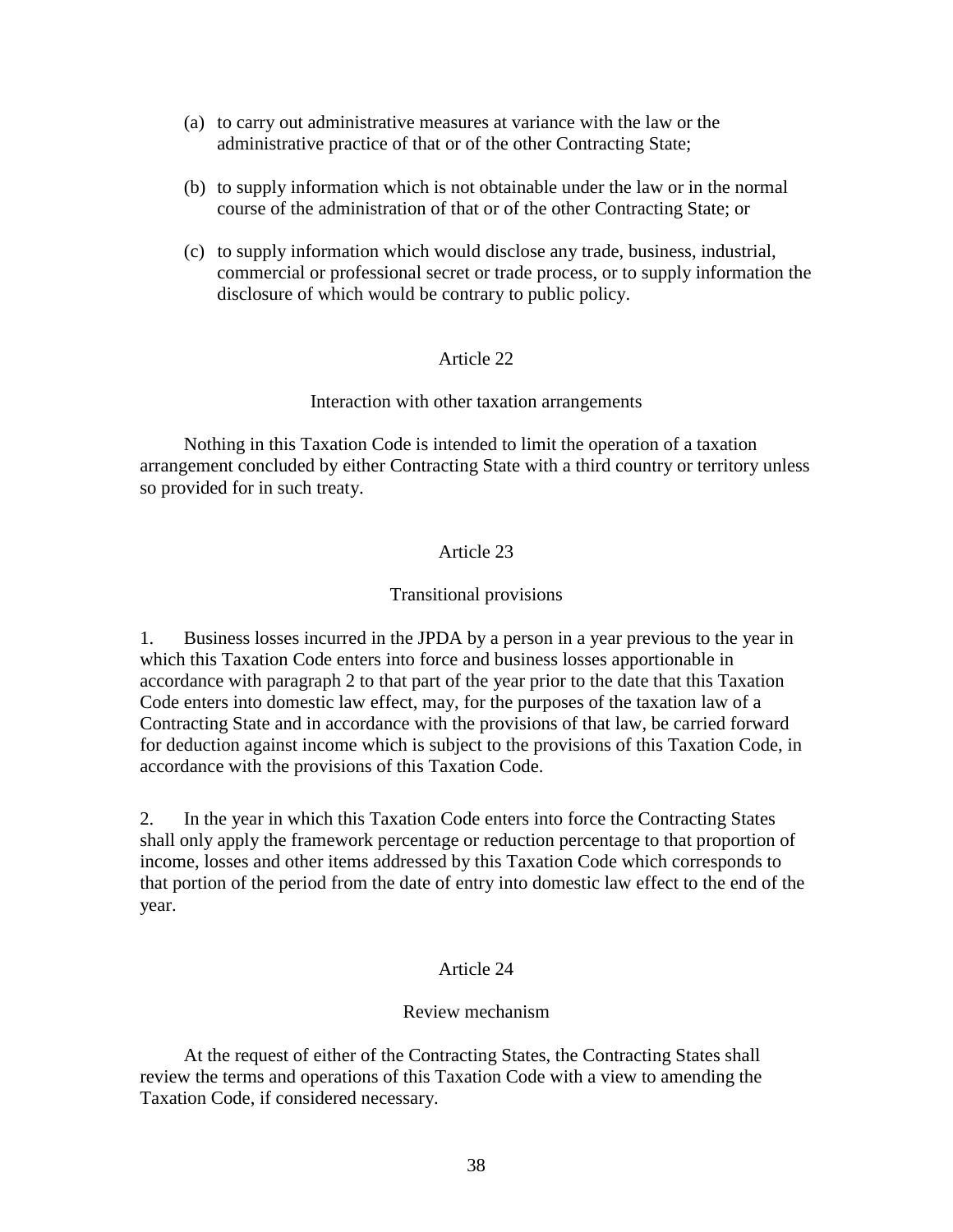(a) to carry out administrative measures at variance with the law or the administrative practice of that or of the other Contracting State;

(b) to supply information which is not obtainable under the law or in the normal course of the administration of that or of the other Contracting State; or

(c) to supply information which would disclose any trade, business, industrial, commercial or professional secret or trade process, or to supply information the disclosure of which would be contrary to public policy.

## Article 22

### Interaction with other taxation arrangements

Nothing in this Taxation Code is intended to limit the operation of a taxation arrangement concluded by either Contracting State with a third country or territory unless so provided for in such treaty.

## Article 23

### Transitional provisions

1. Business losses incurred in the JPDA by a person in a year previous to the year in which this Taxation Code enters into force and business losses apportionable in accordance with paragraph 2 to that part of the year prior to the date that this Taxation Code enters into domestic law effect, may, for the purposes of the taxation law of a Contracting State and in accordance with the provisions of that law, be carried forward for deduction against income which is subject to the provisions of this Taxation Code, in accordance with the provisions of this Taxation Code.

2. In the year in which this Taxation Code enters into force the Contracting States shall only apply the framework percentage or reduction percentage to that proportion of income, losses and other items addressed by this Taxation Code which corresponds to that portion of the period from the date of entry into domestic law effect to the end of the year.

## Article 24

### Review mechanism

At the request of either of the Contracting States, the Contracting States shall review the terms and operations of this Taxation Code with a view to amending the Taxation Code, if considered necessary.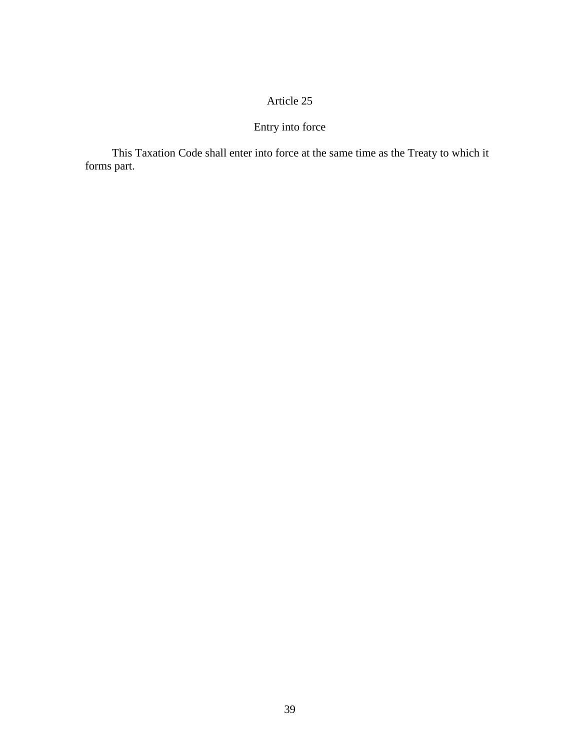## Article 25

### Entry into force

This Taxation Code shall enter into force at the same time as the Treaty to which it forms part.